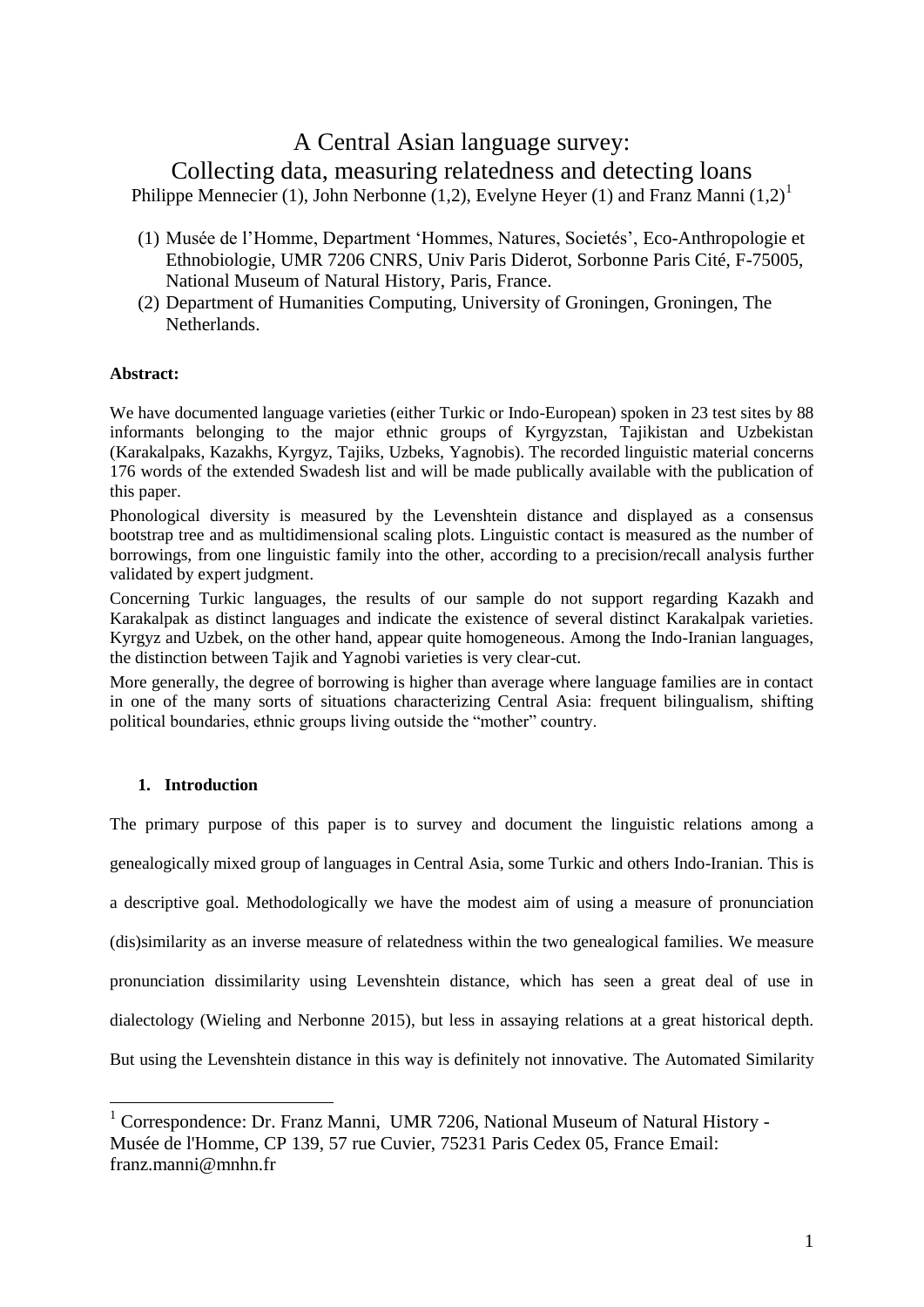# A Central Asian language survey:
# Collecting data, measuring relatedness and detecting loans

Philippe Mennecier (1), John Nerbonne (1,2), Evelyne Heyer (1) and Franz Manni (1,2)[1]

(1) Musée de l'Homme, Department 'Hommes, Natures, Societés', Eco-Anthropologie et Ethnobiologie, UMR 7206 CNRS, Univ Paris Diderot, Sorbonne Paris Cité, F-75005, National Museum of Natural History, Paris, France.

(2) Department of Humanities Computing, University of Groningen, Groningen, The Netherlands.

**Abstract:**

We have documented language varieties (either Turkic or Indo-European) spoken in 23 test sites by 88 informants belonging to the major ethnic groups of Kyrgyzstan, Tajikistan and Uzbekistan (Karakalpaks, Kazakhs, Kyrgyz, Tajiks, Uzbeks, Yagnobis). The recorded linguistic material concerns 176 words of the extended Swadesh list and will be made publically available with the publication of this paper.

Phonological diversity is measured by the Levenshtein distance and displayed as a consensus bootstrap tree and as multidimensional scaling plots. Linguistic contact is measured as the number of borrowings, from one linguistic family into the other, according to a precision/recall analysis further validated by expert judgment.

Concerning Turkic languages, the results of our sample do not support regarding Kazakh and Karakalpak as distinct languages and indicate the existence of several distinct Karakalpak varieties. Kyrgyz and Uzbek, on the other hand, appear quite homogeneous. Among the Indo-Iranian languages, the distinction between Tajik and Yagnobi varieties is very clear-cut.

More generally, the degree of borrowing is higher than average where language families are in contact in one of the many sorts of situations characterizing Central Asia: frequent bilingualism, shifting political boundaries, ethnic groups living outside the "mother" country.

## 1. Introduction

The primary purpose of this paper is to survey and document the linguistic relations among a genealogically mixed group of languages in Central Asia, some Turkic and others Indo-Iranian. This is a descriptive goal. Methodologically we have the modest aim of using a measure of pronunciation (dis)similarity as an inverse measure of relatedness within the two genealogical families. We measure pronunciation dissimilarity using Levenshtein distance, which has seen a great deal of use in dialectology (Wieling and Nerbonne 2015), but less in assaying relations at a great historical depth. But using the Levenshtein distance in this way is definitely not innovative. The Automated Similarity

[1] Correspondence: Dr. Franz Manni, UMR 7206, National Museum of Natural History - Musée de l'Homme, CP 139, 57 rue Cuvier, 75231 Paris Cedex 05, France Email: franz.manni@mnhn.fr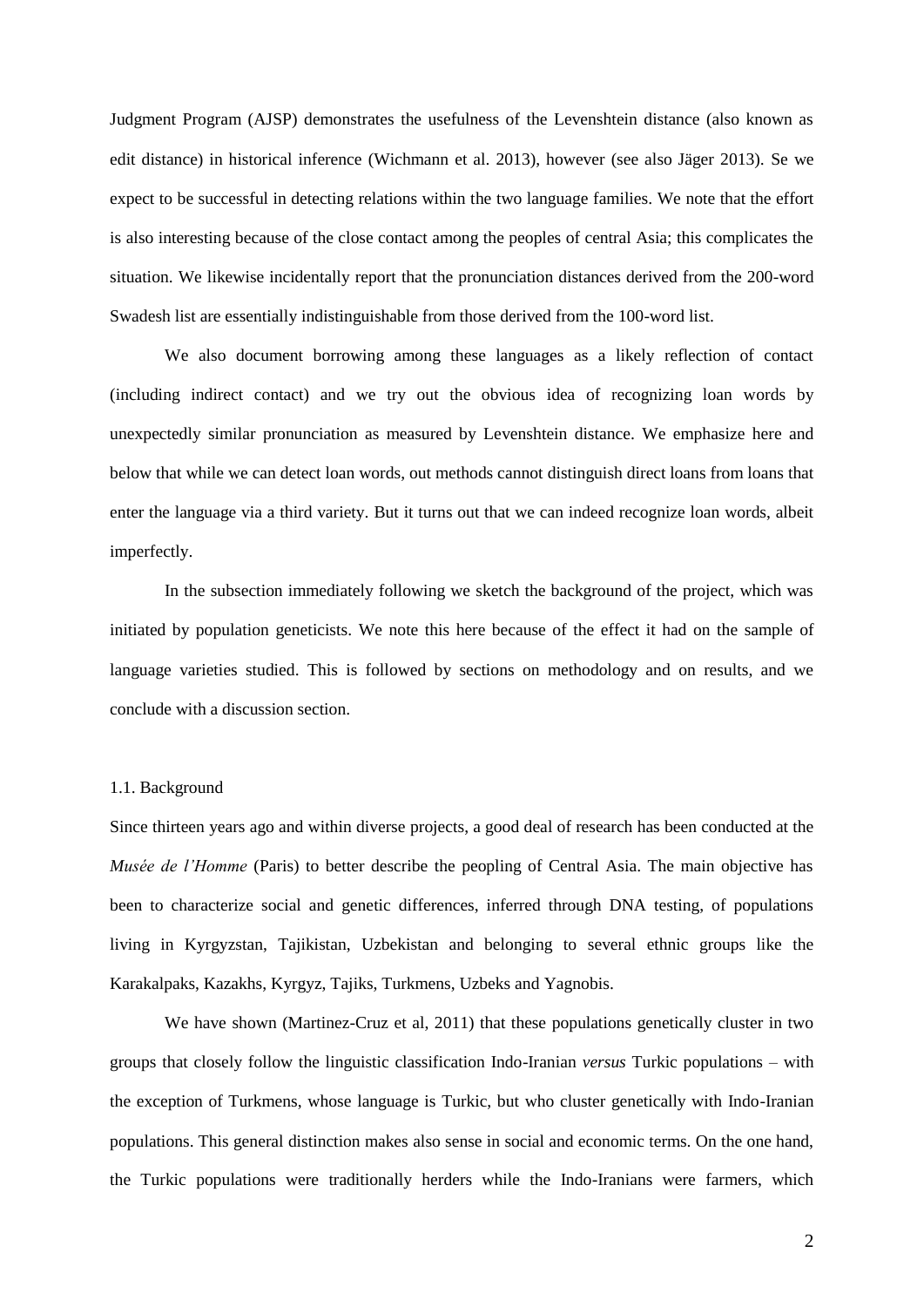Judgment Program (AJSP) demonstrates the usefulness of the Levenshtein distance (also known as edit distance) in historical inference (Wichmann et al. 2013), however (see also Jäger 2013). Se we expect to be successful in detecting relations within the two language families. We note that the effort is also interesting because of the close contact among the peoples of central Asia; this complicates the situation. We likewise incidentally report that the pronunciation distances derived from the 200-word Swadesh list are essentially indistinguishable from those derived from the 100-word list.

We also document borrowing among these languages as a likely reflection of contact (including indirect contact) and we try out the obvious idea of recognizing loan words by unexpectedly similar pronunciation as measured by Levenshtein distance. We emphasize here and below that while we can detect loan words, out methods cannot distinguish direct loans from loans that enter the language via a third variety. But it turns out that we can indeed recognize loan words, albeit imperfectly.

In the subsection immediately following we sketch the background of the project, which was initiated by population geneticists. We note this here because of the effect it had on the sample of language varieties studied. This is followed by sections on methodology and on results, and we conclude with a discussion section.

### 1.1. Background

Since thirteen years ago and within diverse projects, a good deal of research has been conducted at the *Musée de l'Homme* (Paris) to better describe the peopling of Central Asia. The main objective has been to characterize social and genetic differences, inferred through DNA testing, of populations living in Kyrgyzstan, Tajikistan, Uzbekistan and belonging to several ethnic groups like the Karakalpaks, Kazakhs, Kyrgyz, Tajiks, Turkmens, Uzbeks and Yagnobis.

We have shown (Martinez-Cruz et al, 2011) that these populations genetically cluster in two groups that closely follow the linguistic classification Indo-Iranian *versus* Turkic populations – with the exception of Turkmens, whose language is Turkic, but who cluster genetically with Indo-Iranian populations. This general distinction makes also sense in social and economic terms. On the one hand, the Turkic populations were traditionally herders while the Indo-Iranians were farmers, which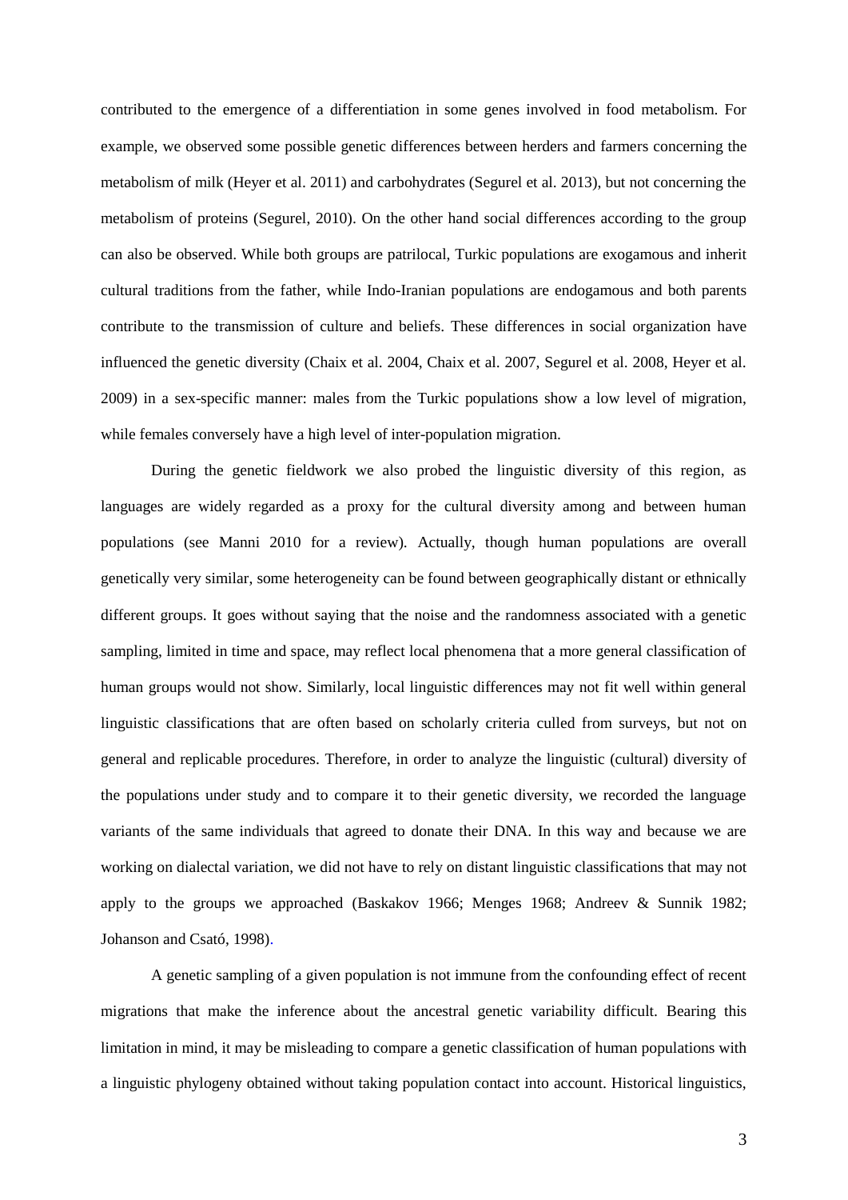contributed to the emergence of a differentiation in some genes involved in food metabolism. For example, we observed some possible genetic differences between herders and farmers concerning the metabolism of milk (Heyer et al. 2011) and carbohydrates (Segurel et al. 2013), but not concerning the metabolism of proteins (Segurel, 2010). On the other hand social differences according to the group can also be observed. While both groups are patrilocal, Turkic populations are exogamous and inherit cultural traditions from the father, while Indo-Iranian populations are endogamous and both parents contribute to the transmission of culture and beliefs. These differences in social organization have influenced the genetic diversity (Chaix et al. 2004, Chaix et al. 2007, Segurel et al. 2008, Heyer et al. 2009) in a sex-specific manner: males from the Turkic populations show a low level of migration, while females conversely have a high level of inter-population migration.

During the genetic fieldwork we also probed the linguistic diversity of this region, as languages are widely regarded as a proxy for the cultural diversity among and between human populations (see Manni 2010 for a review). Actually, though human populations are overall genetically very similar, some heterogeneity can be found between geographically distant or ethnically different groups. It goes without saying that the noise and the randomness associated with a genetic sampling, limited in time and space, may reflect local phenomena that a more general classification of human groups would not show. Similarly, local linguistic differences may not fit well within general linguistic classifications that are often based on scholarly criteria culled from surveys, but not on general and replicable procedures. Therefore, in order to analyze the linguistic (cultural) diversity of the populations under study and to compare it to their genetic diversity, we recorded the language variants of the same individuals that agreed to donate their DNA. In this way and because we are working on dialectal variation, we did not have to rely on distant linguistic classifications that may not apply to the groups we approached (Baskakov 1966; Menges 1968; Andreev & Sunnik 1982; Johanson and Csató, 1998).

A genetic sampling of a given population is not immune from the confounding effect of recent migrations that make the inference about the ancestral genetic variability difficult. Bearing this limitation in mind, it may be misleading to compare a genetic classification of human populations with a linguistic phylogeny obtained without taking population contact into account. Historical linguistics,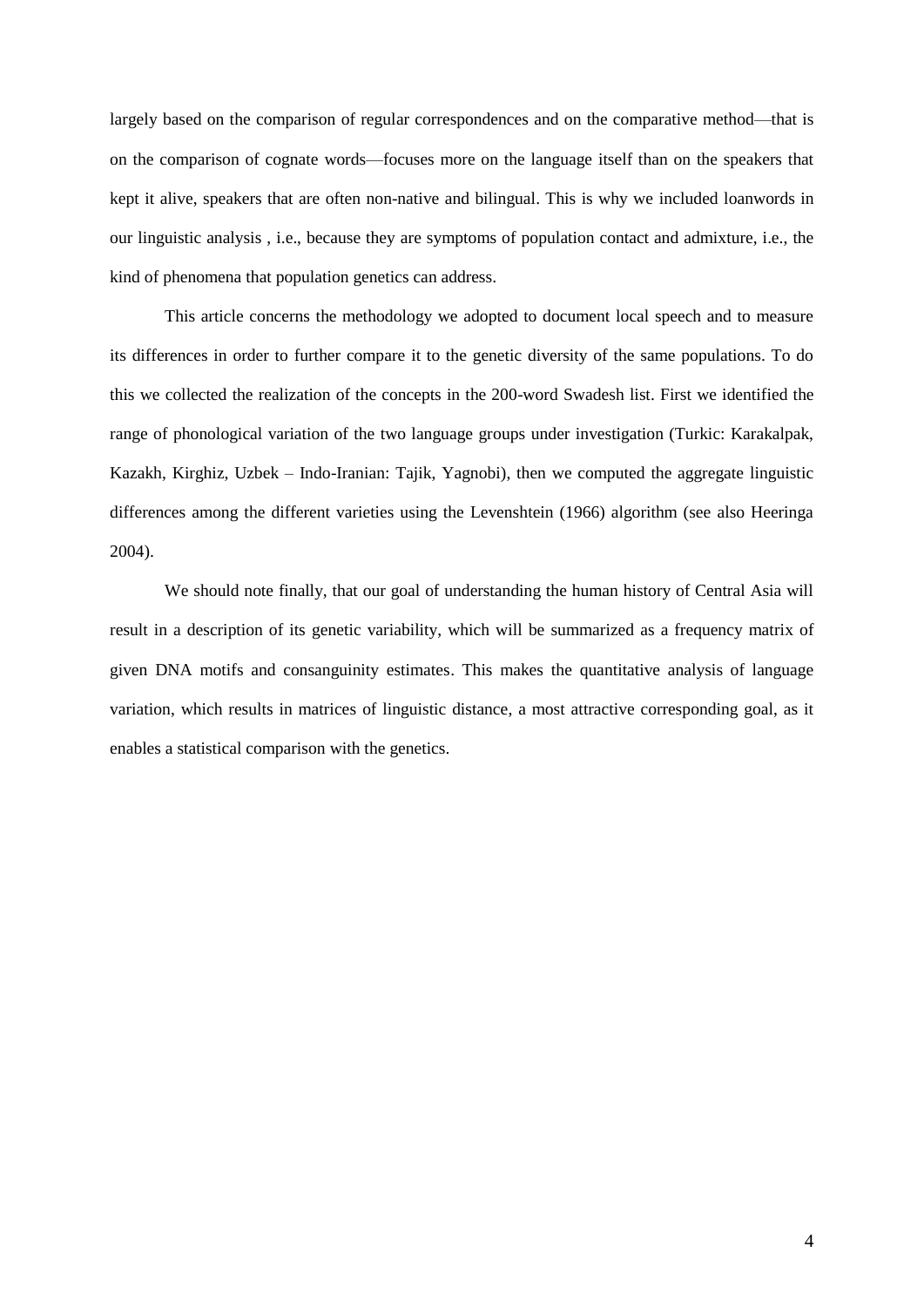largely based on the comparison of regular correspondences and on the comparative method—that is on the comparison of cognate words—focuses more on the language itself than on the speakers that kept it alive, speakers that are often non-native and bilingual. This is why we included loanwords in our linguistic analysis , i.e., because they are symptoms of population contact and admixture, i.e., the kind of phenomena that population genetics can address.

This article concerns the methodology we adopted to document local speech and to measure its differences in order to further compare it to the genetic diversity of the same populations. To do this we collected the realization of the concepts in the 200-word Swadesh list. First we identified the range of phonological variation of the two language groups under investigation (Turkic: Karakalpak, Kazakh, Kirghiz, Uzbek – Indo-Iranian: Tajik, Yagnobi), then we computed the aggregate linguistic differences among the different varieties using the Levenshtein (1966) algorithm (see also Heeringa 2004).

We should note finally, that our goal of understanding the human history of Central Asia will result in a description of its genetic variability, which will be summarized as a frequency matrix of given DNA motifs and consanguinity estimates. This makes the quantitative analysis of language variation, which results in matrices of linguistic distance, a most attractive corresponding goal, as it enables a statistical comparison with the genetics.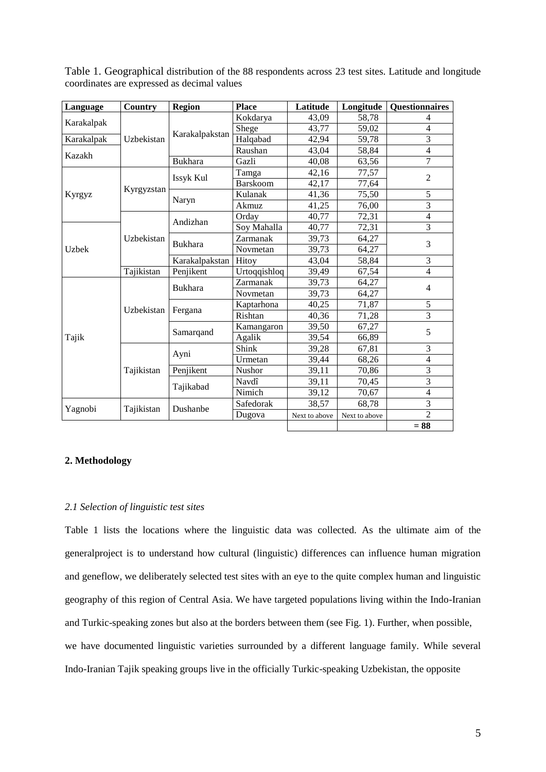Table 1. Geographical distribution of the 88 respondents across 23 test sites. Latitude and longitude coordinates are expressed as decimal values

| Language | Country | Region | Place | Latitude | Longitude | Questionnaires |
|---|---|---|---|---|---|---|
| Karakalpak | Uzbekistan | Karakalpakstan | Kokdarya | 43,09 | 58,78 | 4 |
| | | | Shege | 43,77 | 59,02 | 4 |
| Karakalpak | | | Halqabad | 42,94 | 59,78 | 3 |
| Kazakh | | | Raushan | 43,04 | 58,84 | 4 |
| | | Bukhara | Gazli | 40,08 | 63,56 | 7 |
| Kyrgyz | Kyrgyzstan | Issyk Kul | Tamga | 42,16 | 77,57 | 2 |
| | | | Barskoom | 42,17 | 77,64 | |
| | | Naryn | Kulanak | 41,36 | 75,50 | 5 |
| | | | Akmuz | 41,25 | 76,00 | 3 |
| | Uzbekistan | Andizhan | Orday | 40,77 | 72,31 | 4 |
| Uzbek | | | Soy Mahalla | 40,77 | 72,31 | 3 |
| | | Bukhara | Zarmanak | 39,73 | 64,27 | 3 |
| | | | Novmetan | 39,73 | 64,27 | |
| | | Karakalpakstan | Hitoy | 43,04 | 58,84 | 3 |
| | Tajikistan | Penjikent | Urtoqqishloq | 39,49 | 67,54 | 4 |
| Tajik | Uzbekistan | Bukhara | Zarmanak | 39,73 | 64,27 | 4 |
| | | | Novmetan | 39,73 | 64,27 | |
| | | Fergana | Kaptarhona | 40,25 | 71,87 | 5 |
| | | | Rishtan | 40,36 | 71,28 | 3 |
| | | Samarqand | Kamangaron | 39,50 | 67,27 | 5 |
| | | | Agalik | 39,54 | 66,89 | |
| | Tajikistan | Ayni | Shink | 39,28 | 67,81 | 3 |
| | | | Urmetan | 39,44 | 68,26 | 4 |
| | | Penjikent | Nushor | 39,11 | 70,86 | 3 |
| | | Tajikabad | Navdî | 39,11 | 70,45 | 3 |
| | | | Nimich | 39,12 | 70,67 | 4 |
| Yagnobi | Tajikistan | Dushanbe | Safedorak | 38,57 | 68,78 | 3 |
| | | | Dugova | Next to above | Next to above | 2 |
| | | | | | | = 88 |

## 2. Methodology

### *2.1 Selection of linguistic test sites*

Table 1 lists the locations where the linguistic data was collected. As the ultimate aim of the generalproject is to understand how cultural (linguistic) differences can influence human migration and geneflow, we deliberately selected test sites with an eye to the quite complex human and linguistic geography of this region of Central Asia. We have targeted populations living within the Indo-Iranian and Turkic-speaking zones but also at the borders between them (see Fig. 1). Further, when possible, we have documented linguistic varieties surrounded by a different language family. While several Indo-Iranian Tajik speaking groups live in the officially Turkic-speaking Uzbekistan, the opposite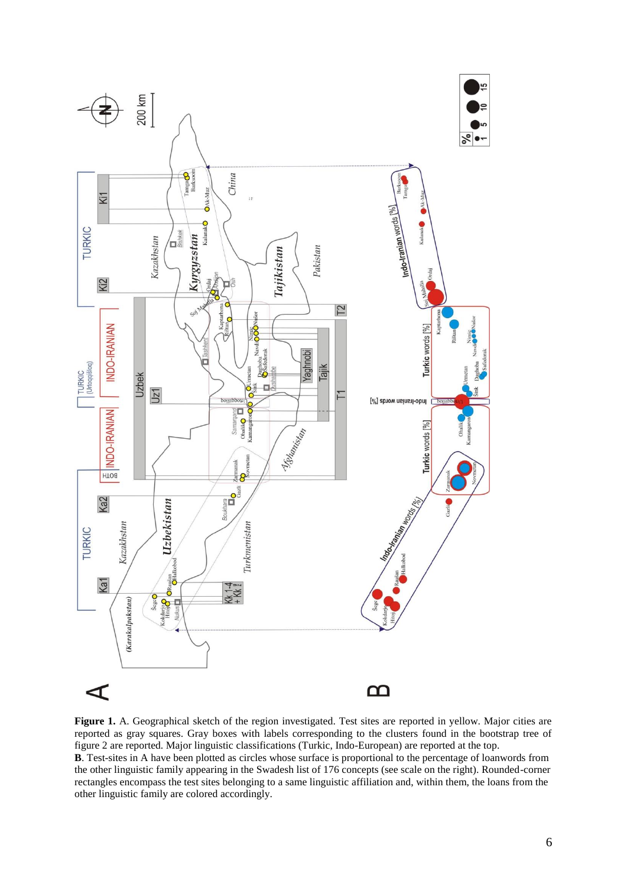**Figure 1.** A. Geographical sketch of the region investigated. Test sites are reported in yellow. Major cities are reported as gray squares. Gray boxes with labels corresponding to the clusters found in the bootstrap tree of figure 2 are reported. Major linguistic classifications (Turkic, Indo-European) are reported at the top.

**B**. Test-sites in A have been plotted as circles whose surface is proportional to the percentage of loanwords from the other linguistic family appearing in the Swadesh list of 176 concepts (see scale on the right). Rounded-corner rectangles encompass the test sites belonging to a same linguistic affiliation and, within them, the loans from the other linguistic family are colored accordingly.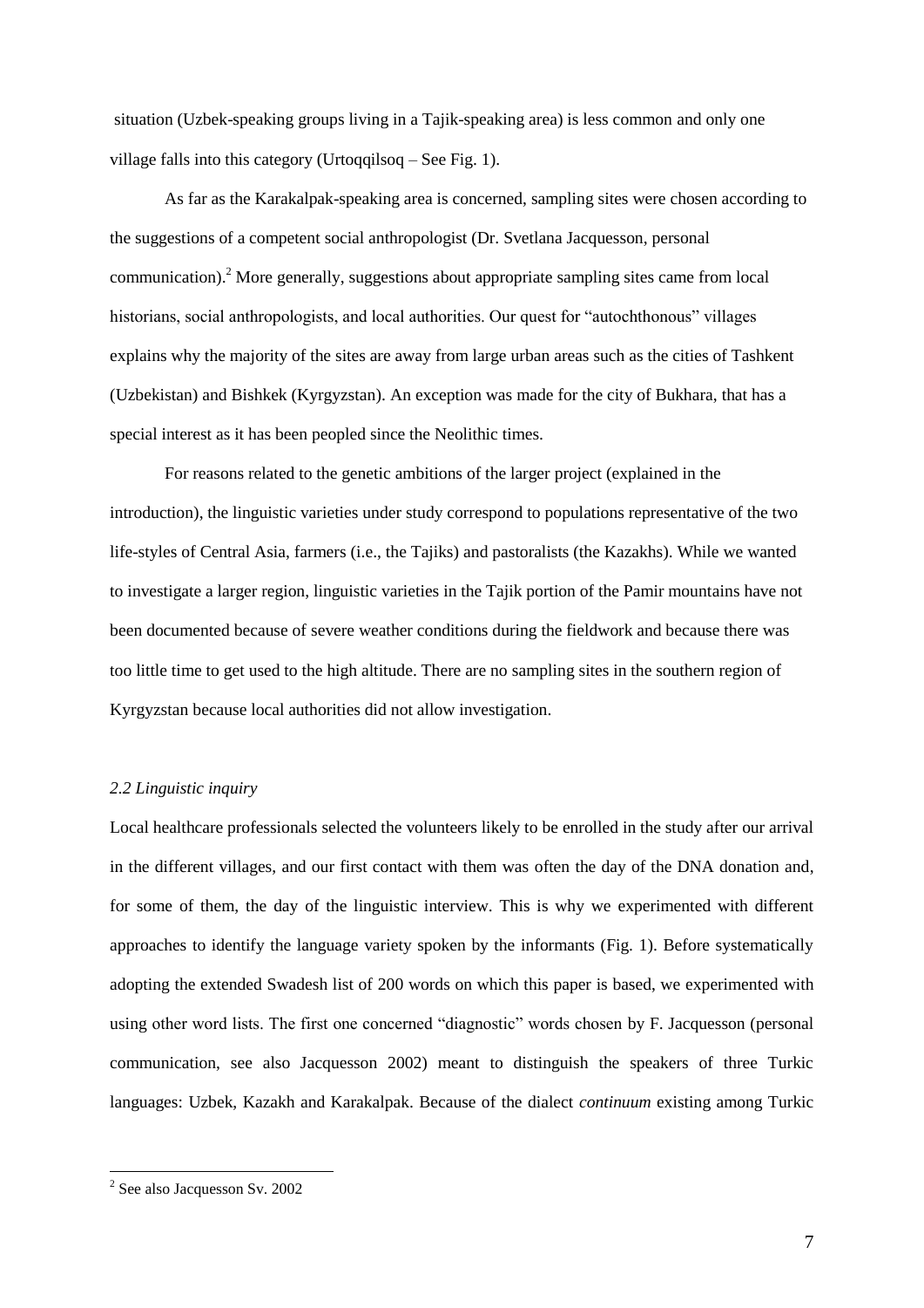situation (Uzbek-speaking groups living in a Tajik-speaking area) is less common and only one village falls into this category (Urtoqqilsoq – See Fig. 1).

As far as the Karakalpak-speaking area is concerned, sampling sites were chosen according to the suggestions of a competent social anthropologist (Dr. Svetlana Jacquesson, personal communication).[2] More generally, suggestions about appropriate sampling sites came from local historians, social anthropologists, and local authorities. Our quest for "autochthonous" villages explains why the majority of the sites are away from large urban areas such as the cities of Tashkent (Uzbekistan) and Bishkek (Kyrgyzstan). An exception was made for the city of Bukhara, that has a special interest as it has been peopled since the Neolithic times.

For reasons related to the genetic ambitions of the larger project (explained in the introduction), the linguistic varieties under study correspond to populations representative of the two life-styles of Central Asia, farmers (i.e., the Tajiks) and pastoralists (the Kazakhs). While we wanted to investigate a larger region, linguistic varieties in the Tajik portion of the Pamir mountains have not been documented because of severe weather conditions during the fieldwork and because there was too little time to get used to the high altitude. There are no sampling sites in the southern region of Kyrgyzstan because local authorities did not allow investigation.

### *2.2 Linguistic inquiry*

Local healthcare professionals selected the volunteers likely to be enrolled in the study after our arrival in the different villages, and our first contact with them was often the day of the DNA donation and, for some of them, the day of the linguistic interview. This is why we experimented with different approaches to identify the language variety spoken by the informants (Fig. 1). Before systematically adopting the extended Swadesh list of 200 words on which this paper is based, we experimented with using other word lists. The first one concerned "diagnostic" words chosen by F. Jacquesson (personal communication, see also Jacquesson 2002) meant to distinguish the speakers of three Turkic languages: Uzbek, Kazakh and Karakalpak. Because of the dialect *continuum* existing among Turkic

---

[2] See also Jacquesson Sv. 2002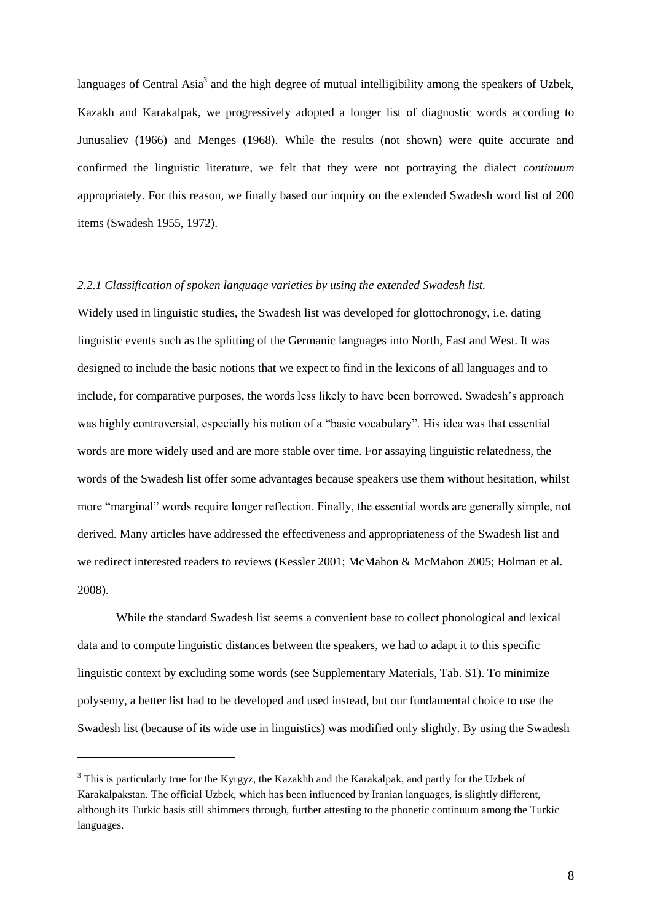languages of Central Asia[3] and the high degree of mutual intelligibility among the speakers of Uzbek, Kazakh and Karakalpak, we progressively adopted a longer list of diagnostic words according to Junusaliev (1966) and Menges (1968). While the results (not shown) were quite accurate and confirmed the linguistic literature, we felt that they were not portraying the dialect *continuum* appropriately. For this reason, we finally based our inquiry on the extended Swadesh word list of 200 items (Swadesh 1955, 1972).

### *2.2.1 Classification of spoken language varieties by using the extended Swadesh list.*

Widely used in linguistic studies, the Swadesh list was developed for glottochronogy, i.e. dating linguistic events such as the splitting of the Germanic languages into North, East and West. It was designed to include the basic notions that we expect to find in the lexicons of all languages and to include, for comparative purposes, the words less likely to have been borrowed. Swadesh's approach was highly controversial, especially his notion of a "basic vocabulary". His idea was that essential words are more widely used and are more stable over time. For assaying linguistic relatedness, the words of the Swadesh list offer some advantages because speakers use them without hesitation, whilst more "marginal" words require longer reflection. Finally, the essential words are generally simple, not derived. Many articles have addressed the effectiveness and appropriateness of the Swadesh list and we redirect interested readers to reviews (Kessler 2001; McMahon & McMahon 2005; Holman et al. 2008).

While the standard Swadesh list seems a convenient base to collect phonological and lexical data and to compute linguistic distances between the speakers, we had to adapt it to this specific linguistic context by excluding some words (see Supplementary Materials, Tab. S1). To minimize polysemy, a better list had to be developed and used instead, but our fundamental choice to use the Swadesh list (because of its wide use in linguistics) was modified only slightly. By using the Swadesh

[3] This is particularly true for the Kyrgyz, the Kazakhh and the Karakalpak, and partly for the Uzbek of Karakalpakstan. The official Uzbek, which has been influenced by Iranian languages, is slightly different, although its Turkic basis still shimmers through, further attesting to the phonetic continuum among the Turkic languages.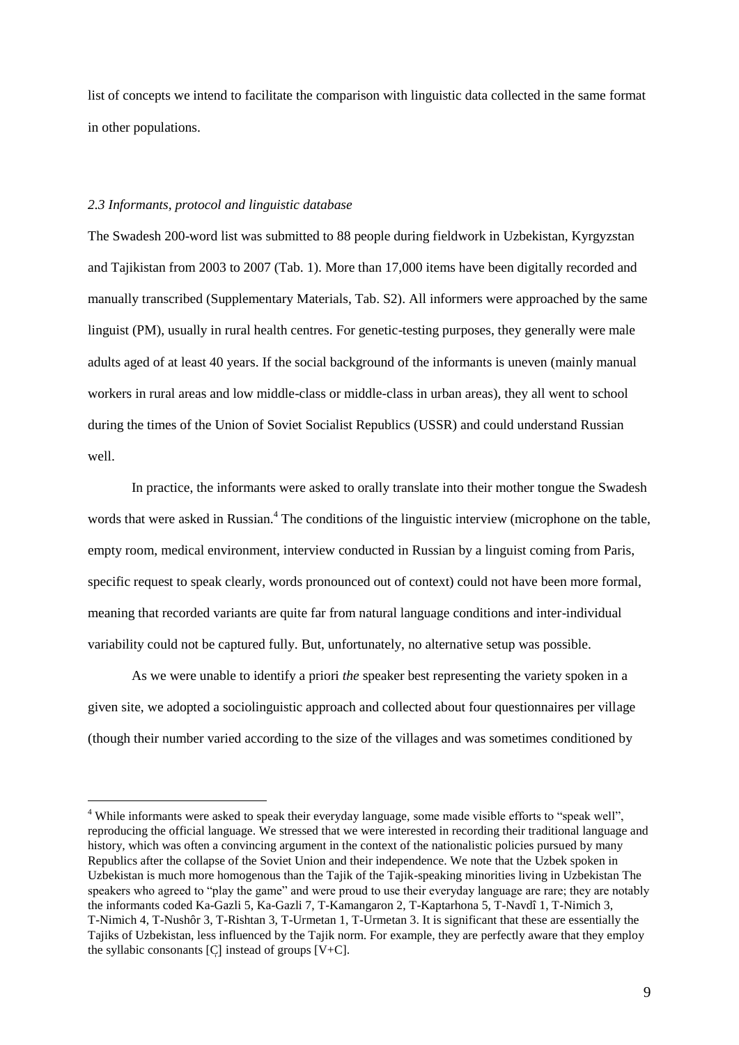list of concepts we intend to facilitate the comparison with linguistic data collected in the same format in other populations.

### *2.3 Informants, protocol and linguistic database*

The Swadesh 200-word list was submitted to 88 people during fieldwork in Uzbekistan, Kyrgyzstan and Tajikistan from 2003 to 2007 (Tab. 1). More than 17,000 items have been digitally recorded and manually transcribed (Supplementary Materials, Tab. S2). All informers were approached by the same linguist (PM), usually in rural health centres. For genetic-testing purposes, they generally were male adults aged of at least 40 years. If the social background of the informants is uneven (mainly manual workers in rural areas and low middle-class or middle-class in urban areas), they all went to school during the times of the Union of Soviet Socialist Republics (USSR) and could understand Russian well.

In practice, the informants were asked to orally translate into their mother tongue the Swadesh words that were asked in Russian.[4] The conditions of the linguistic interview (microphone on the table, empty room, medical environment, interview conducted in Russian by a linguist coming from Paris, specific request to speak clearly, words pronounced out of context) could not have been more formal, meaning that recorded variants are quite far from natural language conditions and inter-individual variability could not be captured fully. But, unfortunately, no alternative setup was possible.

As we were unable to identify a priori *the* speaker best representing the variety spoken in a given site, we adopted a sociolinguistic approach and collected about four questionnaires per village (though their number varied according to the size of the villages and was sometimes conditioned by

[4] While informants were asked to speak their everyday language, some made visible efforts to "speak well", reproducing the official language. We stressed that we were interested in recording their traditional language and history, which was often a convincing argument in the context of the nationalistic policies pursued by many Republics after the collapse of the Soviet Union and their independence. We note that the Uzbek spoken in Uzbekistan is much more homogenous than the Tajik of the Tajik-speaking minorities living in Uzbekistan The speakers who agreed to "play the game" and were proud to use their everyday language are rare; they are notably the informants coded Ka-Gazli 5, Ka-Gazli 7, T-Kamangaron 2, T-Kaptarhona 5, T-Navdî 1, T-Nimich 3, T-Nimich 4, T-Nushôr 3, T-Rishtan 3, T-Urmetan 1, T-Urmetan 3. It is significant that these are essentially the Tajiks of Uzbekistan, less influenced by the Tajik norm. For example, they are perfectly aware that they employ the syllabic consonants [C̩] instead of groups [V+C].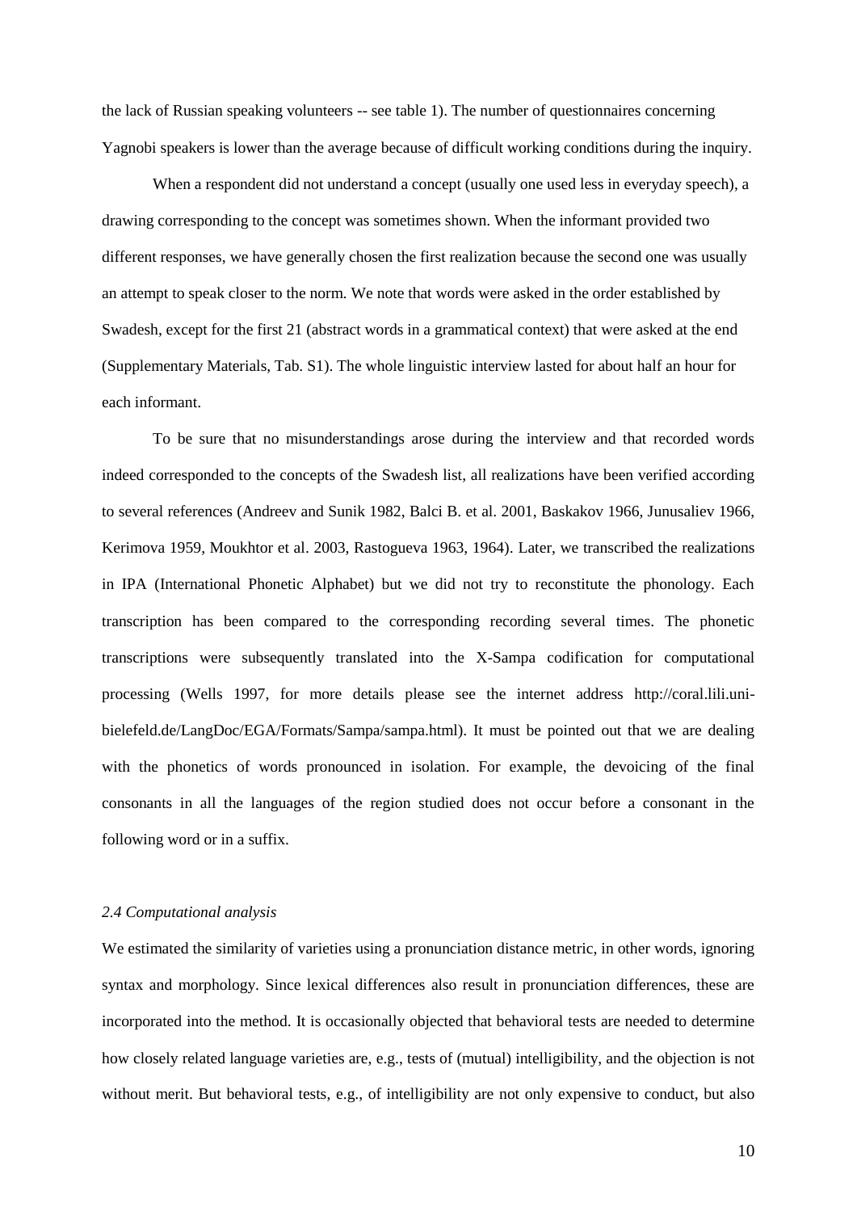the lack of Russian speaking volunteers -- see table 1). The number of questionnaires concerning Yagnobi speakers is lower than the average because of difficult working conditions during the inquiry.

When a respondent did not understand a concept (usually one used less in everyday speech), a drawing corresponding to the concept was sometimes shown. When the informant provided two different responses, we have generally chosen the first realization because the second one was usually an attempt to speak closer to the norm. We note that words were asked in the order established by Swadesh, except for the first 21 (abstract words in a grammatical context) that were asked at the end (Supplementary Materials, Tab. S1). The whole linguistic interview lasted for about half an hour for each informant.

To be sure that no misunderstandings arose during the interview and that recorded words indeed corresponded to the concepts of the Swadesh list, all realizations have been verified according to several references (Andreev and Sunik 1982, Balci B. et al. 2001, Baskakov 1966, Junusaliev 1966, Kerimova 1959, Moukhtor et al. 2003, Rastogueva 1963, 1964). Later, we transcribed the realizations in IPA (International Phonetic Alphabet) but we did not try to reconstitute the phonology. Each transcription has been compared to the corresponding recording several times. The phonetic transcriptions were subsequently translated into the X-Sampa codification for computational processing (Wells 1997, for more details please see the internet address http://coral.lili.uni-bielefeld.de/LangDoc/EGA/Formats/Sampa/sampa.html). It must be pointed out that we are dealing with the phonetics of words pronounced in isolation. For example, the devoicing of the final consonants in all the languages of the region studied does not occur before a consonant in the following word or in a suffix.

### *2.4 Computational analysis*

We estimated the similarity of varieties using a pronunciation distance metric, in other words, ignoring syntax and morphology. Since lexical differences also result in pronunciation differences, these are incorporated into the method. It is occasionally objected that behavioral tests are needed to determine how closely related language varieties are, e.g., tests of (mutual) intelligibility, and the objection is not without merit. But behavioral tests, e.g., of intelligibility are not only expensive to conduct, but also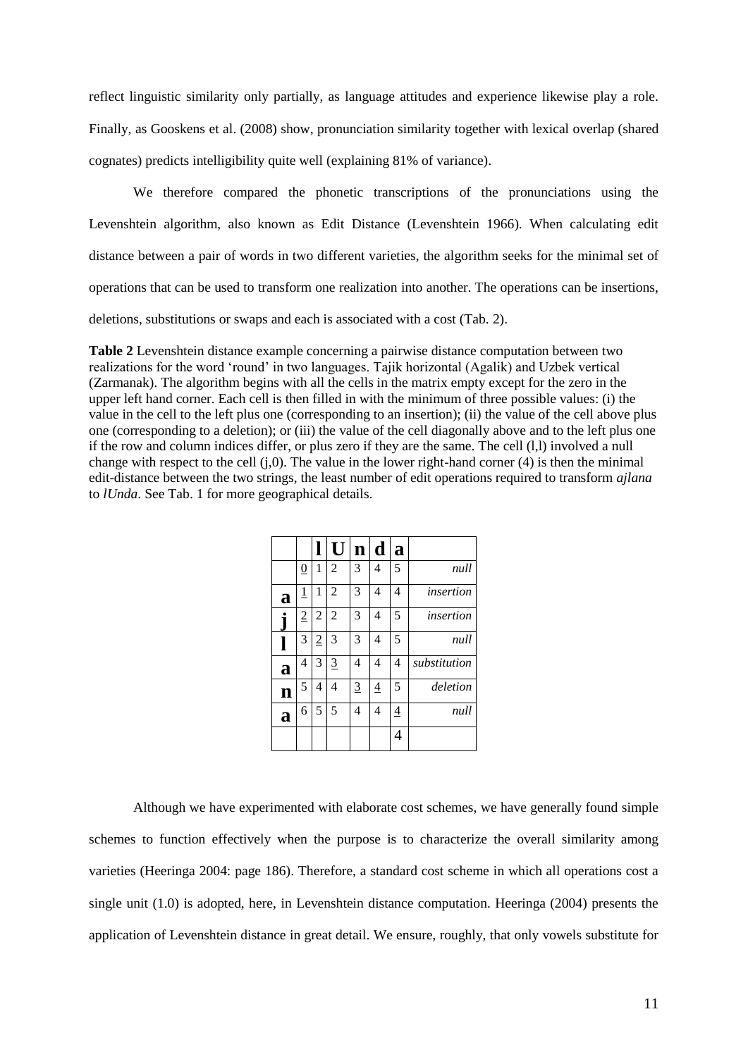reflect linguistic similarity only partially, as language attitudes and experience likewise play a role. Finally, as Gooskens et al. (2008) show, pronunciation similarity together with lexical overlap (shared cognates) predicts intelligibility quite well (explaining 81% of variance).

We therefore compared the phonetic transcriptions of the pronunciations using the Levenshtein algorithm, also known as Edit Distance (Levenshtein 1966). When calculating edit distance between a pair of words in two different varieties, the algorithm seeks for the minimal set of operations that can be used to transform one realization into another. The operations can be insertions, deletions, substitutions or swaps and each is associated with a cost (Tab. 2).

**Table 2** Levenshtein distance example concerning a pairwise distance computation between two realizations for the word 'round' in two languages. Tajik horizontal (Agalik) and Uzbek vertical (Zarmanak). The algorithm begins with all the cells in the matrix empty except for the zero in the upper left hand corner. Each cell is then filled in with the minimum of three possible values: (i) the value in the cell to the left plus one (corresponding to an insertion); (ii) the value of the cell above plus one (corresponding to a deletion); or (iii) the value of the cell diagonally above and to the left plus one if the row and column indices differ, or plus zero if they are the same. The cell (l,l) involved a null change with respect to the cell (j,0). The value in the lower right-hand corner (4) is then the minimal edit-distance between the two strings, the least number of edit operations required to transform *ajlana* to *lUnda*. See Tab. 1 for more geographical details.

| | | **l** | **U** | **n** | **d** | **a** | |
|---|---|---|---|---|---|---|---|
| | 0 | 1 | 2 | 3 | 4 | 5 | *null* |
| **a** | 1 | 1 | 2 | 3 | 4 | 4 | *insertion* |
| **j** | 2 | 2 | 2 | 3 | 4 | 5 | *insertion* |
| **l** | 3 | 2 | 3 | 3 | 4 | 5 | *null* |
| **a** | 4 | 3 | 3 | 4 | 4 | 4 | *substitution* |
| **n** | 5 | 4 | 4 | 3 | 4 | 5 | *deletion* |
| **a** | 6 | 5 | 5 | 4 | 4 | 4 | *null* |
| | | | | | | 4 | |

Although we have experimented with elaborate cost schemes, we have generally found simple schemes to function effectively when the purpose is to characterize the overall similarity among varieties (Heeringa 2004: page 186). Therefore, a standard cost scheme in which all operations cost a single unit (1.0) is adopted, here, in Levenshtein distance computation. Heeringa (2004) presents the application of Levenshtein distance in great detail. We ensure, roughly, that only vowels substitute for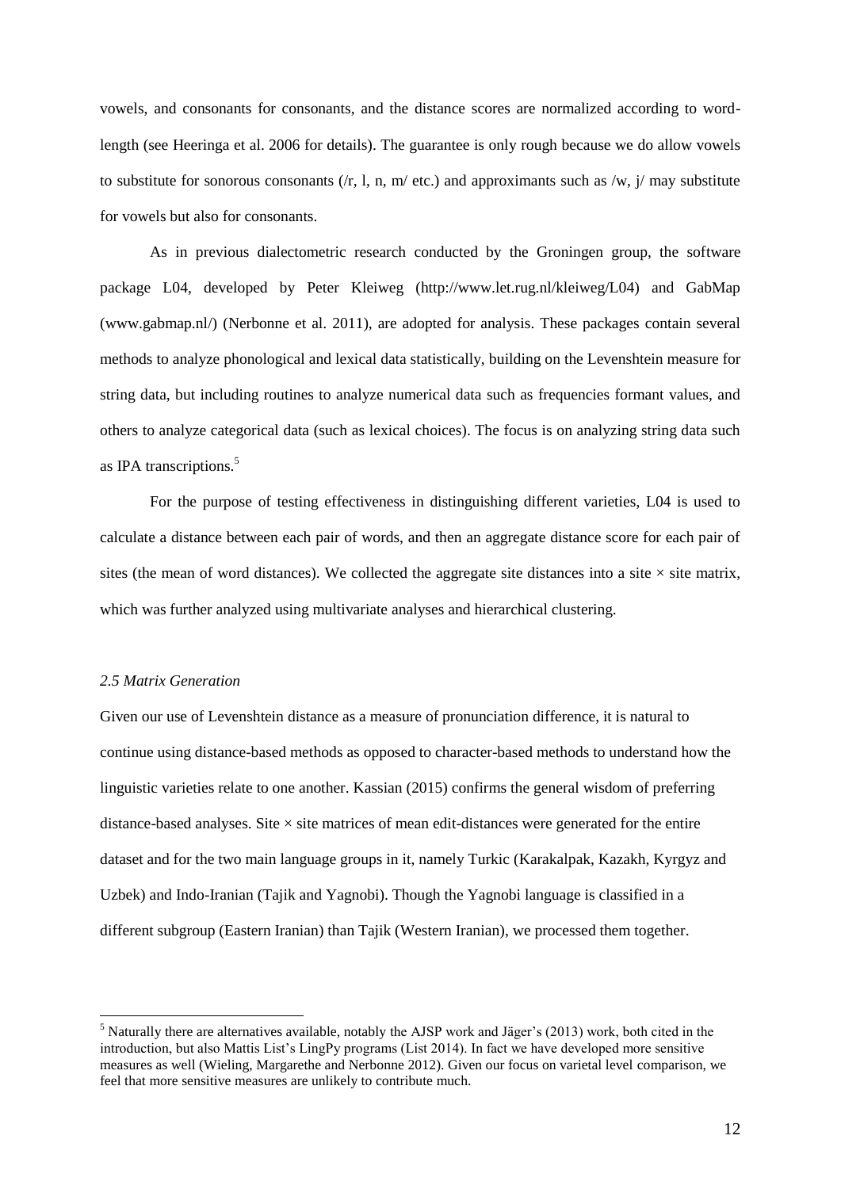vowels, and consonants for consonants, and the distance scores are normalized according to word-length (see Heeringa et al. 2006 for details). The guarantee is only rough because we do allow vowels to substitute for sonorous consonants (/r, l, n, m/ etc.) and approximants such as /w, j/ may substitute for vowels but also for consonants.

As in previous dialectometric research conducted by the Groningen group, the software package L04, developed by Peter Kleiweg (http://www.let.rug.nl/kleiweg/L04) and GabMap (www.gabmap.nl/) (Nerbonne et al. 2011), are adopted for analysis. These packages contain several methods to analyze phonological and lexical data statistically, building on the Levenshtein measure for string data, but including routines to analyze numerical data such as frequencies formant values, and others to analyze categorical data (such as lexical choices). The focus is on analyzing string data such as IPA transcriptions.[5]

For the purpose of testing effectiveness in distinguishing different varieties, L04 is used to calculate a distance between each pair of words, and then an aggregate distance score for each pair of sites (the mean of word distances). We collected the aggregate site distances into a site × site matrix, which was further analyzed using multivariate analyses and hierarchical clustering.

### *2.5 Matrix Generation*

Given our use of Levenshtein distance as a measure of pronunciation difference, it is natural to continue using distance-based methods as opposed to character-based methods to understand how the linguistic varieties relate to one another. Kassian (2015) confirms the general wisdom of preferring distance-based analyses. Site × site matrices of mean edit-distances were generated for the entire dataset and for the two main language groups in it, namely Turkic (Karakalpak, Kazakh, Kyrgyz and Uzbek) and Indo-Iranian (Tajik and Yagnobi). Though the Yagnobi language is classified in a different subgroup (Eastern Iranian) than Tajik (Western Iranian), we processed them together.

[5] Naturally there are alternatives available, notably the AJSP work and Jäger's (2013) work, both cited in the introduction, but also Mattis List's LingPy programs (List 2014). In fact we have developed more sensitive measures as well (Wieling, Margarethe and Nerbonne 2012). Given our focus on varietal level comparison, we feel that more sensitive measures are unlikely to contribute much.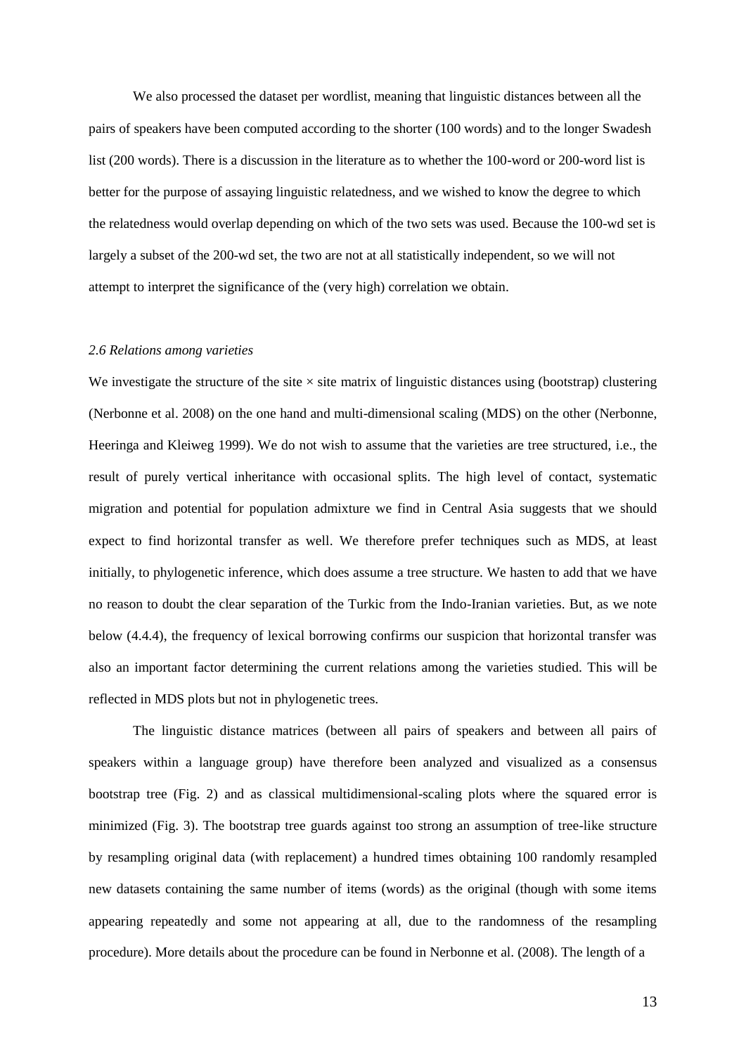We also processed the dataset per wordlist, meaning that linguistic distances between all the pairs of speakers have been computed according to the shorter (100 words) and to the longer Swadesh list (200 words). There is a discussion in the literature as to whether the 100-word or 200-word list is better for the purpose of assaying linguistic relatedness, and we wished to know the degree to which the relatedness would overlap depending on which of the two sets was used. Because the 100-wd set is largely a subset of the 200-wd set, the two are not at all statistically independent, so we will not attempt to interpret the significance of the (very high) correlation we obtain.

### *2.6 Relations among varieties*

We investigate the structure of the site × site matrix of linguistic distances using (bootstrap) clustering (Nerbonne et al. 2008) on the one hand and multi-dimensional scaling (MDS) on the other (Nerbonne, Heeringa and Kleiweg 1999). We do not wish to assume that the varieties are tree structured, i.e., the result of purely vertical inheritance with occasional splits. The high level of contact, systematic migration and potential for population admixture we find in Central Asia suggests that we should expect to find horizontal transfer as well. We therefore prefer techniques such as MDS, at least initially, to phylogenetic inference, which does assume a tree structure. We hasten to add that we have no reason to doubt the clear separation of the Turkic from the Indo-Iranian varieties. But, as we note below (4.4.4), the frequency of lexical borrowing confirms our suspicion that horizontal transfer was also an important factor determining the current relations among the varieties studied. This will be reflected in MDS plots but not in phylogenetic trees.

The linguistic distance matrices (between all pairs of speakers and between all pairs of speakers within a language group) have therefore been analyzed and visualized as a consensus bootstrap tree (Fig. 2) and as classical multidimensional-scaling plots where the squared error is minimized (Fig. 3). The bootstrap tree guards against too strong an assumption of tree-like structure by resampling original data (with replacement) a hundred times obtaining 100 randomly resampled new datasets containing the same number of items (words) as the original (though with some items appearing repeatedly and some not appearing at all, due to the randomness of the resampling procedure). More details about the procedure can be found in Nerbonne et al. (2008). The length of a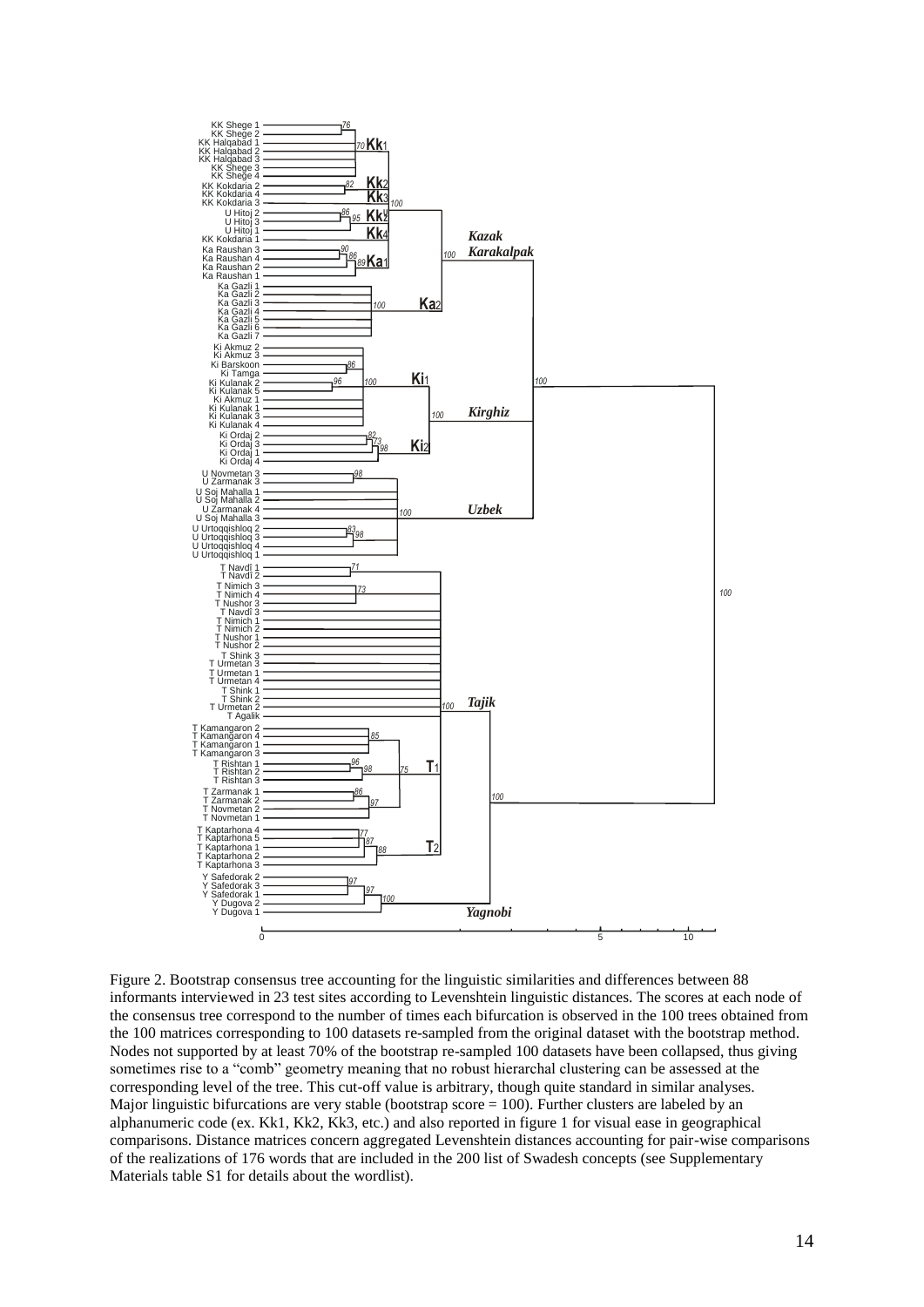Figure 2. Bootstrap consensus tree accounting for the linguistic similarities and differences between 88 informants interviewed in 23 test sites according to Levenshtein linguistic distances. The scores at each node of the consensus tree correspond to the number of times each bifurcation is observed in the 100 trees obtained from the 100 matrices corresponding to 100 datasets re-sampled from the original dataset with the bootstrap method. Nodes not supported by at least 70% of the bootstrap re-sampled 100 datasets have been collapsed, thus giving sometimes rise to a "comb" geometry meaning that no robust hierarchal clustering can be assessed at the corresponding level of the tree. This cut-off value is arbitrary, though quite standard in similar analyses. Major linguistic bifurcations are very stable (bootstrap score = 100). Further clusters are labeled by an alphanumeric code (ex. Kk1, Kk2, Kk3, etc.) and also reported in figure 1 for visual ease in geographical comparisons. Distance matrices concern aggregated Levenshtein distances accounting for pair-wise comparisons of the realizations of 176 words that are included in the 200 list of Swadesh concepts (see Supplementary Materials table S1 for details about the wordlist).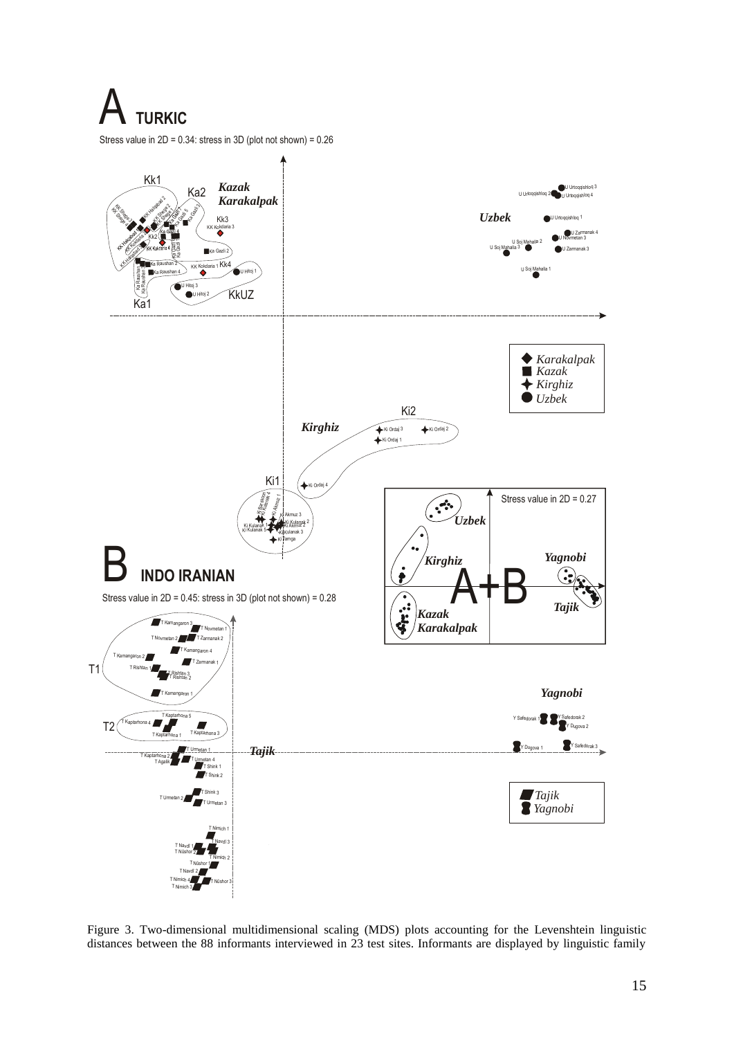Figure 3. Two-dimensional multidimensional scaling (MDS) plots accounting for the Levenshtein linguistic distances between the 88 informants interviewed in 23 test sites. Informants are displayed by linguistic family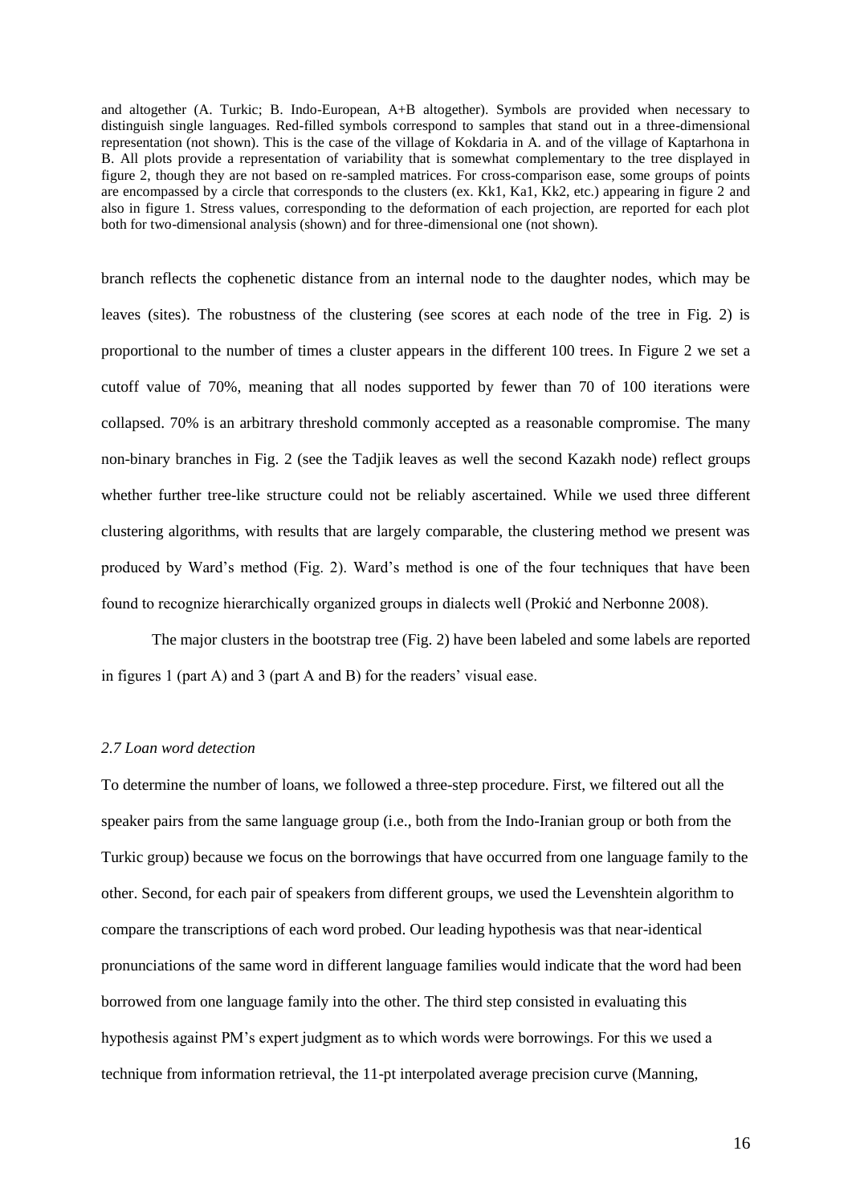and altogether (A. Turkic; B. Indo-European, A+B altogether). Symbols are provided when necessary to distinguish single languages. Red-filled symbols correspond to samples that stand out in a three-dimensional representation (not shown). This is the case of the village of Kokdaria in A. and of the village of Kaptarhona in B. All plots provide a representation of variability that is somewhat complementary to the tree displayed in figure 2, though they are not based on re-sampled matrices. For cross-comparison ease, some groups of points are encompassed by a circle that corresponds to the clusters (ex. Kk1, Ka1, Kk2, etc.) appearing in figure 2 and also in figure 1. Stress values, corresponding to the deformation of each projection, are reported for each plot both for two-dimensional analysis (shown) and for three-dimensional one (not shown).

branch reflects the cophenetic distance from an internal node to the daughter nodes, which may be leaves (sites). The robustness of the clustering (see scores at each node of the tree in Fig. 2) is proportional to the number of times a cluster appears in the different 100 trees. In Figure 2 we set a cutoff value of 70%, meaning that all nodes supported by fewer than 70 of 100 iterations were collapsed. 70% is an arbitrary threshold commonly accepted as a reasonable compromise. The many non-binary branches in Fig. 2 (see the Tadjik leaves as well the second Kazakh node) reflect groups whether further tree-like structure could not be reliably ascertained. While we used three different clustering algorithms, with results that are largely comparable, the clustering method we present was produced by Ward's method (Fig. 2). Ward's method is one of the four techniques that have been found to recognize hierarchically organized groups in dialects well (Prokić and Nerbonne 2008).

The major clusters in the bootstrap tree (Fig. 2) have been labeled and some labels are reported in figures 1 (part A) and 3 (part A and B) for the readers' visual ease.

### *2.7 Loan word detection*

To determine the number of loans, we followed a three-step procedure. First, we filtered out all the speaker pairs from the same language group (i.e., both from the Indo-Iranian group or both from the Turkic group) because we focus on the borrowings that have occurred from one language family to the other. Second, for each pair of speakers from different groups, we used the Levenshtein algorithm to compare the transcriptions of each word probed. Our leading hypothesis was that near-identical pronunciations of the same word in different language families would indicate that the word had been borrowed from one language family into the other. The third step consisted in evaluating this hypothesis against PM's expert judgment as to which words were borrowings. For this we used a technique from information retrieval, the 11-pt interpolated average precision curve (Manning,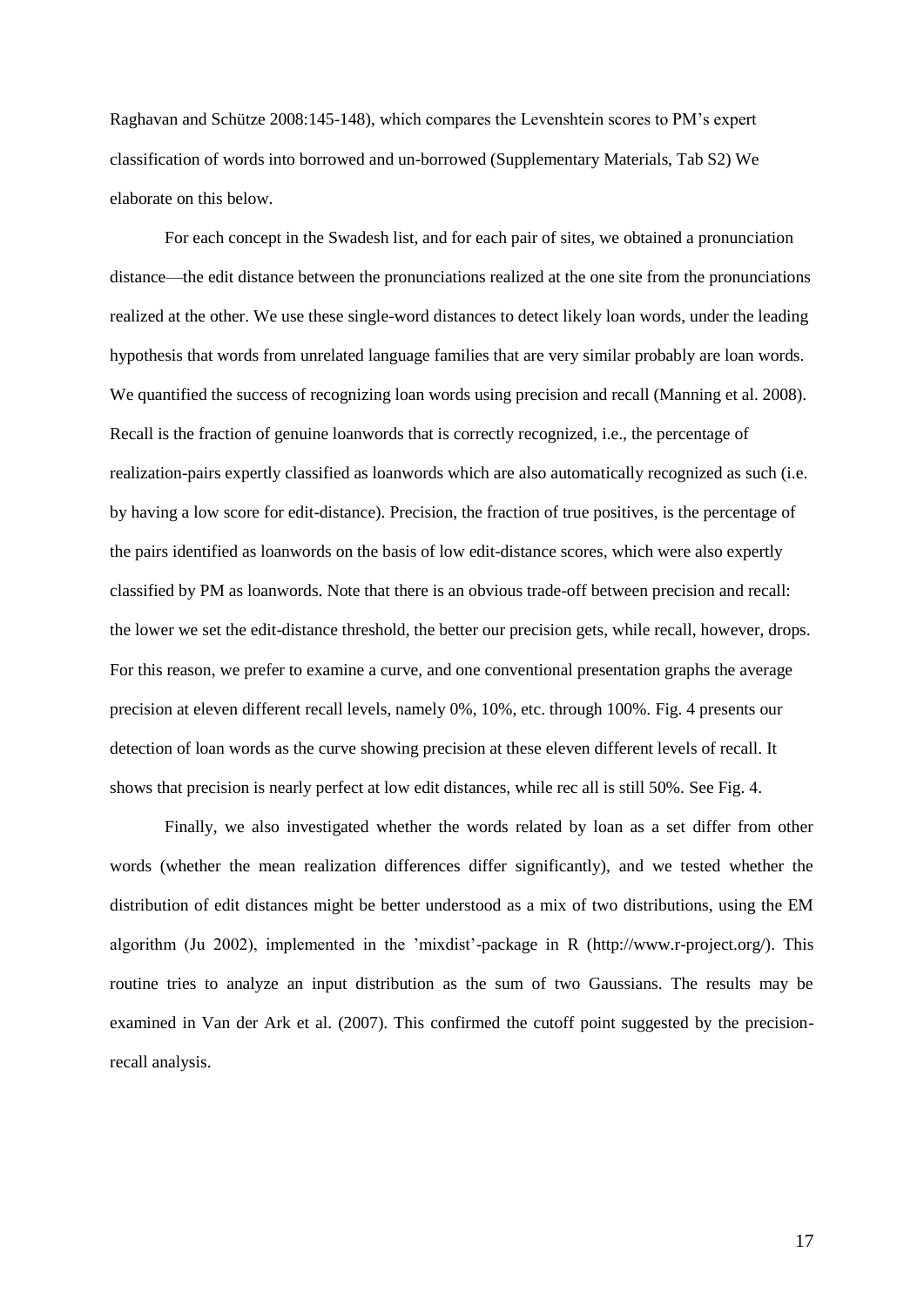Raghavan and Schütze 2008:145-148), which compares the Levenshtein scores to PM's expert classification of words into borrowed and un-borrowed (Supplementary Materials, Tab S2) We elaborate on this below.

For each concept in the Swadesh list, and for each pair of sites, we obtained a pronunciation distance—the edit distance between the pronunciations realized at the one site from the pronunciations realized at the other. We use these single-word distances to detect likely loan words, under the leading hypothesis that words from unrelated language families that are very similar probably are loan words. We quantified the success of recognizing loan words using precision and recall (Manning et al. 2008). Recall is the fraction of genuine loanwords that is correctly recognized, i.e., the percentage of realization-pairs expertly classified as loanwords which are also automatically recognized as such (i.e. by having a low score for edit-distance). Precision, the fraction of true positives, is the percentage of the pairs identified as loanwords on the basis of low edit-distance scores, which were also expertly classified by PM as loanwords. Note that there is an obvious trade-off between precision and recall: the lower we set the edit-distance threshold, the better our precision gets, while recall, however, drops. For this reason, we prefer to examine a curve, and one conventional presentation graphs the average precision at eleven different recall levels, namely 0%, 10%, etc. through 100%. Fig. 4 presents our detection of loan words as the curve showing precision at these eleven different levels of recall. It shows that precision is nearly perfect at low edit distances, while rec all is still 50%. See Fig. 4.

Finally, we also investigated whether the words related by loan as a set differ from other words (whether the mean realization differences differ significantly), and we tested whether the distribution of edit distances might be better understood as a mix of two distributions, using the EM algorithm (Ju 2002), implemented in the 'mixdist'-package in R (http://www.r-project.org/). This routine tries to analyze an input distribution as the sum of two Gaussians. The results may be examined in Van der Ark et al. (2007). This confirmed the cutoff point suggested by the precision-recall analysis.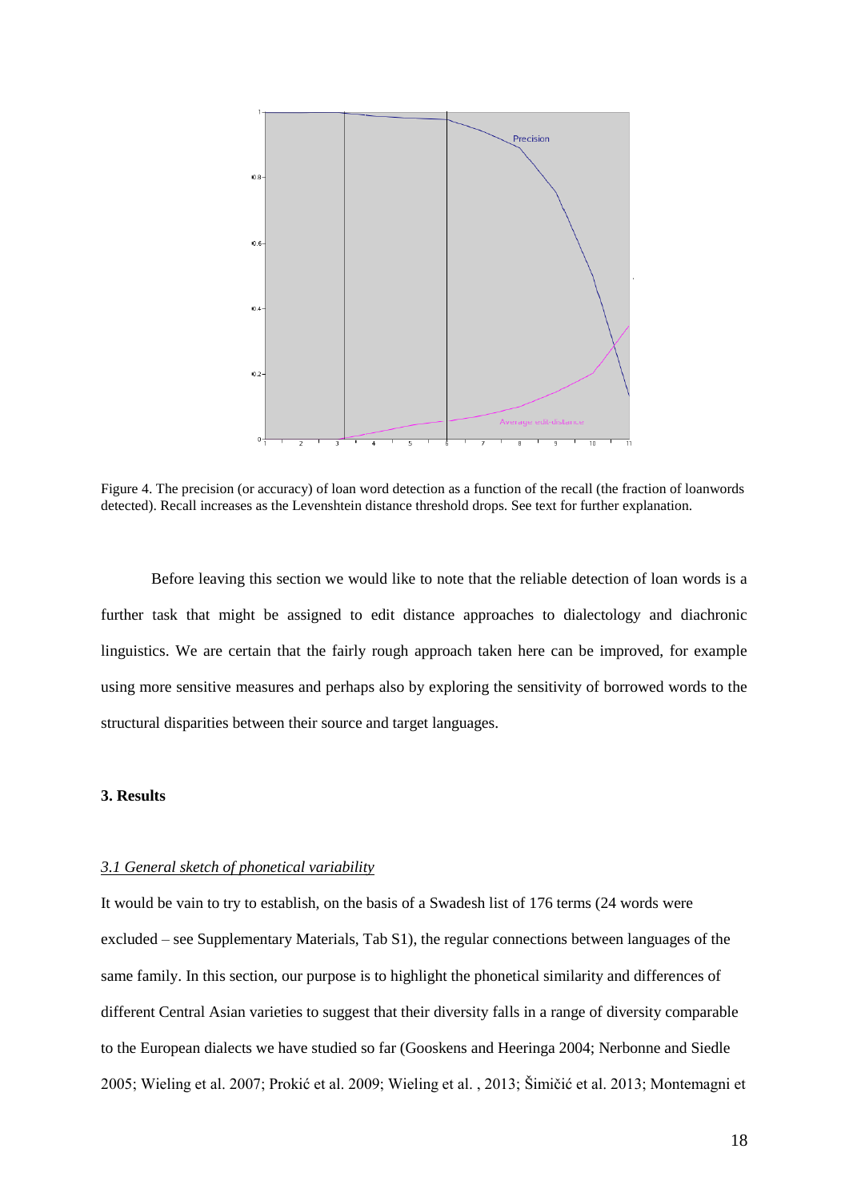Figure 4. The precision (or accuracy) of loan word detection as a function of the recall (the fraction of loanwords detected). Recall increases as the Levenshtein distance threshold drops. See text for further explanation.

Before leaving this section we would like to note that the reliable detection of loan words is a further task that might be assigned to edit distance approaches to dialectology and diachronic linguistics. We are certain that the fairly rough approach taken here can be improved, for example using more sensitive measures and perhaps also by exploring the sensitivity of borrowed words to the structural disparities between their source and target languages.

## 3. Results

### *3.1 General sketch of phonetical variability*

It would be vain to try to establish, on the basis of a Swadesh list of 176 terms (24 words were excluded – see Supplementary Materials, Tab S1), the regular connections between languages of the same family. In this section, our purpose is to highlight the phonetical similarity and differences of different Central Asian varieties to suggest that their diversity falls in a range of diversity comparable to the European dialects we have studied so far (Gooskens and Heeringa 2004; Nerbonne and Siedle 2005; Wieling et al. 2007; Prokić et al. 2009; Wieling et al. , 2013; Šimičić et al. 2013; Montemagni et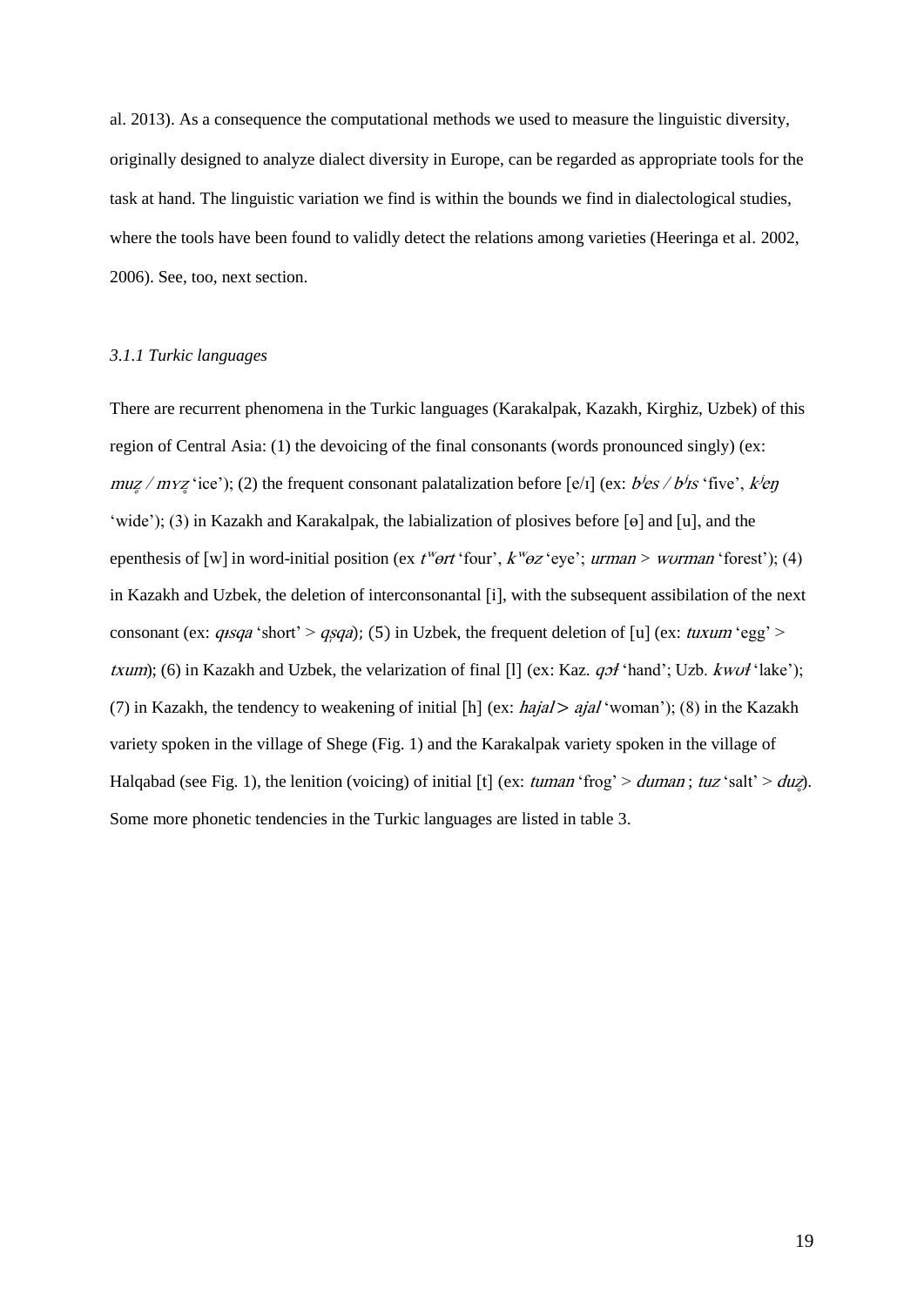al. 2013). As a consequence the computational methods we used to measure the linguistic diversity, originally designed to analyze dialect diversity in Europe, can be regarded as appropriate tools for the task at hand. The linguistic variation we find is within the bounds we find in dialectological studies, where the tools have been found to validly detect the relations among varieties (Heeringa et al. 2002, 2006). See, too, next section.

### *3.1.1 Turkic languages*

There are recurrent phenomena in the Turkic languages (Karakalpak, Kazakh, Kirghiz, Uzbek) of this region of Central Asia: (1) the devoicing of the final consonants (words pronounced singly) (ex: *muz̥ / mʏz̥* 'ice'); (2) the frequent consonant palatalization before [e/ɪ] (ex: *bʲes / bʲɪs* 'five', *kʲeŋ* 'wide'); (3) in Kazakh and Karakalpak, the labialization of plosives before [ɵ] and [u], and the epenthesis of [w] in word-initial position (ex *tʷɵrt* 'four', *kʷɵz* 'eye'; *urman* > *wʊrman* 'forest'); (4) in Kazakh and Uzbek, the deletion of interconsonantal [i], with the subsequent assibilation of the next consonant (ex: *qɪsqa* 'short' > *qs̩qa*); (5) in Uzbek, the frequent deletion of [u] (ex: *tuxum* 'egg' > *txum*); (6) in Kazakh and Uzbek, the velarization of final [l] (ex: Kaz. *qɔɫ* 'hand'; Uzb. *kwʊɫ* 'lake'); (7) in Kazakh, the tendency to weakening of initial [h] (ex: *hajal* > *ajal* 'woman'); (8) in the Kazakh variety spoken in the village of Shege (Fig. 1) and the Karakalpak variety spoken in the village of Halqabad (see Fig. 1), the lenition (voicing) of initial [t] (ex: *tuman* 'frog' > *duman* ; *tuz* 'salt' > *duz̥*). Some more phonetic tendencies in the Turkic languages are listed in table 3.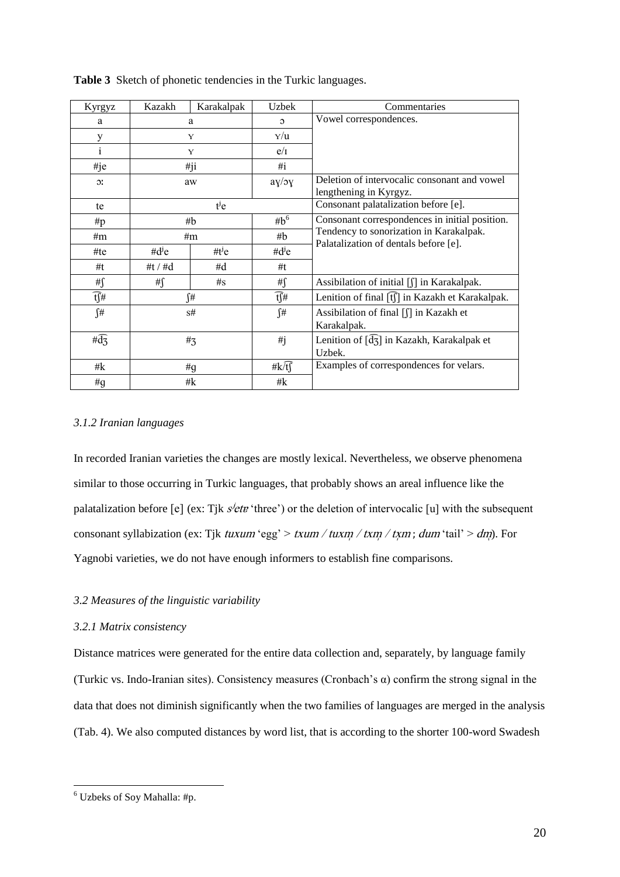**Table 3** Sketch of phonetic tendencies in the Turkic languages.

| Kyrgyz | Kazakh | Karakalpak | Uzbek | Commentaries |
|---|---|---|---|---|
| a | a | | ɔ | Vowel correspondences. |
| y | ʏ | | ʏ/u | |
| i | ʏ | | e/ɪ | |
| #je | #ji | | #i | |
| ɔː | aw | | aɣ/ɔɣ | Deletion of intervocalic consonant and vowel lengthening in Kyrgyz. |
| te | tʲe | | | Consonant palatalization before [e]. |
| #p | #b | | #b[6] | Consonant correspondences in initial position. Tendency to sonorization in Karakalpak. Palatalization of dentals before [e]. |
| #m | #m | | #b | |
| #te | #dʲe | #tʲe | #dʲe | |
| #t | #t / #d | #d | #t | |
| #ʃ | #ʃ | #s | #ʃ | Assibilation of initial [ʃ] in Karakalpak. |
| t͡ʃ# | ʃ# | | t͡ʃ# | Lenition of final [t͡ʃ] in Kazakh et Karakalpak. |
| ʃ# | s# | | ʃ# | Assibilation of final [ʃ] in Kazakh et Karakalpak. |
| #d͡ʒ | #ʒ | | #j | Lenition of [d͡ʒ] in Kazakh, Karakalpak et Uzbek. |
| #k | #g | | #k/t͡ʃ | Examples of correspondences for velars. |
| #g | #k | | #k | |

### 3.1.2 Iranian languages

In recorded Iranian varieties the changes are mostly lexical. Nevertheless, we observe phenomena similar to those occurring in Turkic languages, that probably shows an areal influence like the palatalization before [e] (ex: Tjk *sʲetɐ* 'three') or the deletion of intervocalic [u] with the subsequent consonant syllabization (ex: Tjk *tuxum* 'egg' > *txum / tuxm̩ / txm̩ / tx̩m*; *dum* 'tail' > *dm̩*). For Yagnobi varieties, we do not have enough informers to establish fine comparisons.

## 3.2 Measures of the linguistic variability

### 3.2.1 Matrix consistency

Distance matrices were generated for the entire data collection and, separately, by language family (Turkic vs. Indo-Iranian sites). Consistency measures (Cronbach's α) confirm the strong signal in the data that does not diminish significantly when the two families of languages are merged in the analysis (Tab. 4). We also computed distances by word list, that is according to the shorter 100-word Swadesh

[6] Uzbeks of Soy Mahalla: #p.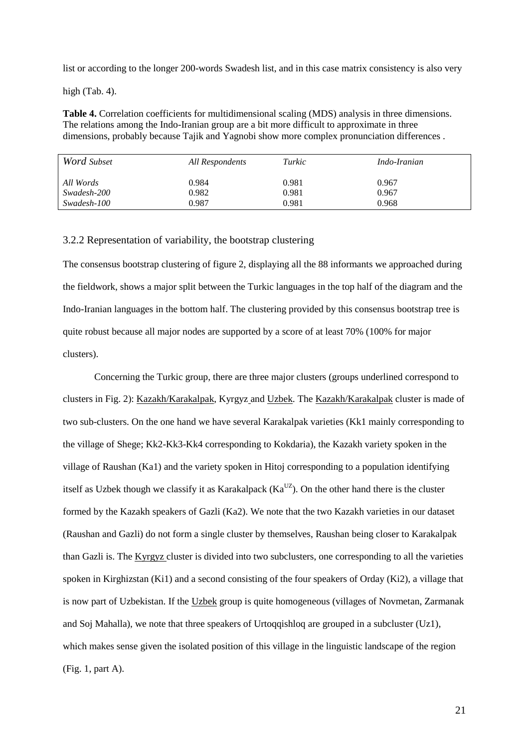list or according to the longer 200-words Swadesh list, and in this case matrix consistency is also very high (Tab. 4).

**Table 4.** Correlation coefficients for multidimensional scaling (MDS) analysis in three dimensions. The relations among the Indo-Iranian group are a bit more difficult to approximate in three dimensions, probably because Tajik and Yagnobi show more complex pronunciation differences .

| *Word Subset* | *All Respondents* | *Turkic* | *Indo-Iranian* |
|---|---|---|---|
| *All Words* | 0.984 | 0.981 | 0.967 |
| *Swadesh-200* | 0.982 | 0.981 | 0.967 |
| *Swadesh-100* | 0.987 | 0.981 | 0.968 |

### 3.2.2 Representation of variability, the bootstrap clustering

The consensus bootstrap clustering of figure 2, displaying all the 88 informants we approached during the fieldwork, shows a major split between the Turkic languages in the top half of the diagram and the Indo-Iranian languages in the bottom half. The clustering provided by this consensus bootstrap tree is quite robust because all major nodes are supported by a score of at least 70% (100% for major clusters).

Concerning the Turkic group, there are three major clusters (groups underlined correspond to clusters in Fig. 2): Kazakh/Karakalpak, Kyrgyz and Uzbek. The Kazakh/Karakalpak cluster is made of two sub-clusters. On the one hand we have several Karakalpak varieties (Kk1 mainly corresponding to the village of Shege; Kk2-Kk3-Kk4 corresponding to Kokdaria), the Kazakh variety spoken in the village of Raushan (Ka1) and the variety spoken in Hitoj corresponding to a population identifying itself as Uzbek though we classify it as Karakalpack ($Ka^{UZ}$). On the other hand there is the cluster formed by the Kazakh speakers of Gazli (Ka2). We note that the two Kazakh varieties in our dataset (Raushan and Gazli) do not form a single cluster by themselves, Raushan being closer to Karakalpak than Gazli is. The Kyrgyz cluster is divided into two subclusters, one corresponding to all the varieties spoken in Kirghizstan (Ki1) and a second consisting of the four speakers of Orday (Ki2), a village that is now part of Uzbekistan. If the Uzbek group is quite homogeneous (villages of Novmetan, Zarmanak and Soj Mahalla), we note that three speakers of Urtoqqishloq are grouped in a subcluster (Uz1), which makes sense given the isolated position of this village in the linguistic landscape of the region (Fig. 1, part A).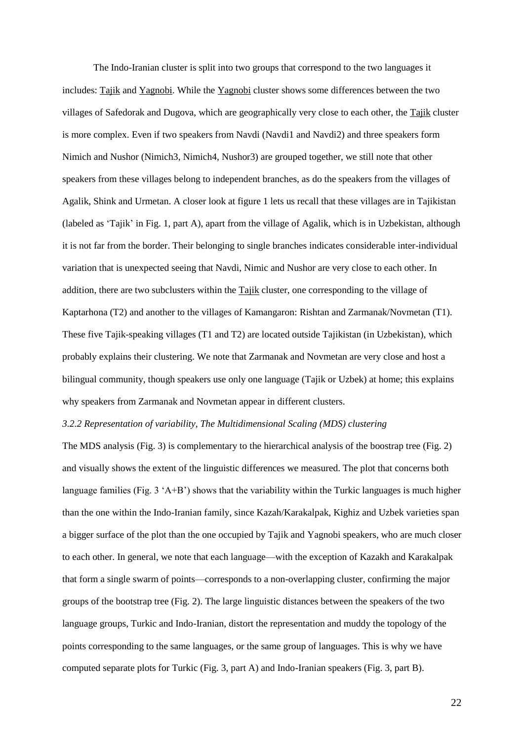The Indo-Iranian cluster is split into two groups that correspond to the two languages it includes: Tajik and Yagnobi. While the Yagnobi cluster shows some differences between the two villages of Safedorak and Dugova, which are geographically very close to each other, the Tajik cluster is more complex. Even if two speakers from Navdi (Navdi1 and Navdi2) and three speakers form Nimich and Nushor (Nimich3, Nimich4, Nushor3) are grouped together, we still note that other speakers from these villages belong to independent branches, as do the speakers from the villages of Agalik, Shink and Urmetan. A closer look at figure 1 lets us recall that these villages are in Tajikistan (labeled as 'Tajik' in Fig. 1, part A), apart from the village of Agalik, which is in Uzbekistan, although it is not far from the border. Their belonging to single branches indicates considerable inter-individual variation that is unexpected seeing that Navdi, Nimic and Nushor are very close to each other. In addition, there are two subclusters within the Tajik cluster, one corresponding to the village of Kaptarhona (T2) and another to the villages of Kamangaron: Rishtan and Zarmanak/Novmetan (T1). These five Tajik-speaking villages (T1 and T2) are located outside Tajikistan (in Uzbekistan), which probably explains their clustering. We note that Zarmanak and Novmetan are very close and host a bilingual community, though speakers use only one language (Tajik or Uzbek) at home; this explains why speakers from Zarmanak and Novmetan appear in different clusters.

*3.2.2 Representation of variability, The Multidimensional Scaling (MDS) clustering*

The MDS analysis (Fig. 3) is complementary to the hierarchical analysis of the boostrap tree (Fig. 2) and visually shows the extent of the linguistic differences we measured. The plot that concerns both language families (Fig. 3 'A+B') shows that the variability within the Turkic languages is much higher than the one within the Indo-Iranian family, since Kazah/Karakalpak, Kighiz and Uzbek varieties span a bigger surface of the plot than the one occupied by Tajik and Yagnobi speakers, who are much closer to each other. In general, we note that each language—with the exception of Kazakh and Karakalpak that form a single swarm of points—corresponds to a non-overlapping cluster, confirming the major groups of the bootstrap tree (Fig. 2). The large linguistic distances between the speakers of the two language groups, Turkic and Indo-Iranian, distort the representation and muddy the topology of the points corresponding to the same languages, or the same group of languages. This is why we have computed separate plots for Turkic (Fig. 3, part A) and Indo-Iranian speakers (Fig. 3, part B).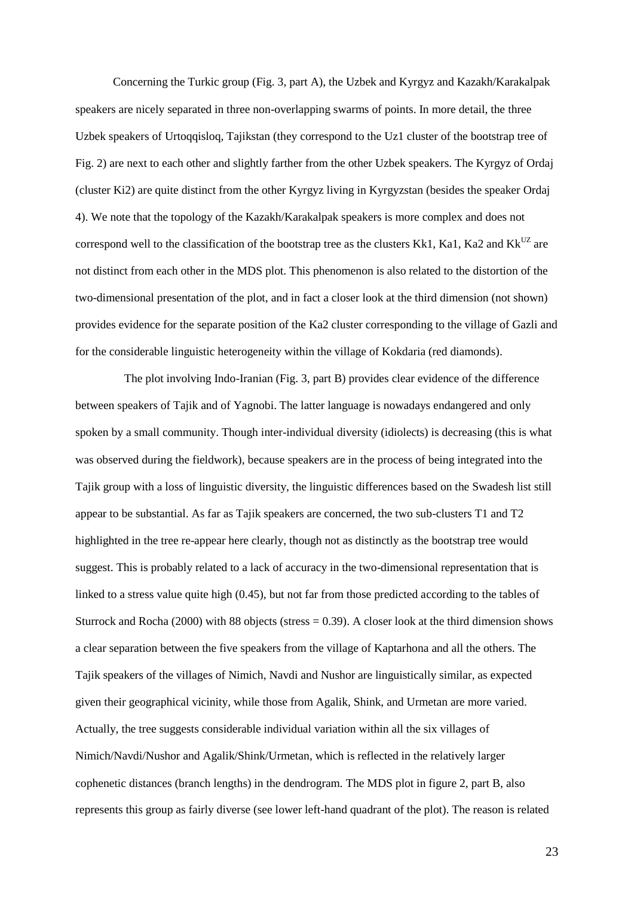Concerning the Turkic group (Fig. 3, part A), the Uzbek and Kyrgyz and Kazakh/Karakalpak speakers are nicely separated in three non-overlapping swarms of points. In more detail, the three Uzbek speakers of Urtoqqisloq, Tajikstan (they correspond to the Uz1 cluster of the bootstrap tree of Fig. 2) are next to each other and slightly farther from the other Uzbek speakers. The Kyrgyz of Ordaj (cluster Ki2) are quite distinct from the other Kyrgyz living in Kyrgyzstan (besides the speaker Ordaj 4). We note that the topology of the Kazakh/Karakalpak speakers is more complex and does not correspond well to the classification of the bootstrap tree as the clusters Kk1, Ka1, Ka2 and $Kk^{UZ}$ are not distinct from each other in the MDS plot. This phenomenon is also related to the distortion of the two-dimensional presentation of the plot, and in fact a closer look at the third dimension (not shown) provides evidence for the separate position of the Ka2 cluster corresponding to the village of Gazli and for the considerable linguistic heterogeneity within the village of Kokdaria (red diamonds).

The plot involving Indo-Iranian (Fig. 3, part B) provides clear evidence of the difference between speakers of Tajik and of Yagnobi. The latter language is nowadays endangered and only spoken by a small community. Though inter-individual diversity (idiolects) is decreasing (this is what was observed during the fieldwork), because speakers are in the process of being integrated into the Tajik group with a loss of linguistic diversity, the linguistic differences based on the Swadesh list still appear to be substantial. As far as Tajik speakers are concerned, the two sub-clusters T1 and T2 highlighted in the tree re-appear here clearly, though not as distinctly as the bootstrap tree would suggest. This is probably related to a lack of accuracy in the two-dimensional representation that is linked to a stress value quite high (0.45), but not far from those predicted according to the tables of Sturrock and Rocha (2000) with 88 objects (stress = 0.39). A closer look at the third dimension shows a clear separation between the five speakers from the village of Kaptarhona and all the others. The Tajik speakers of the villages of Nimich, Navdi and Nushor are linguistically similar, as expected given their geographical vicinity, while those from Agalik, Shink, and Urmetan are more varied. Actually, the tree suggests considerable individual variation within all the six villages of Nimich/Navdi/Nushor and Agalik/Shink/Urmetan, which is reflected in the relatively larger cophenetic distances (branch lengths) in the dendrogram. The MDS plot in figure 2, part B, also represents this group as fairly diverse (see lower left-hand quadrant of the plot). The reason is related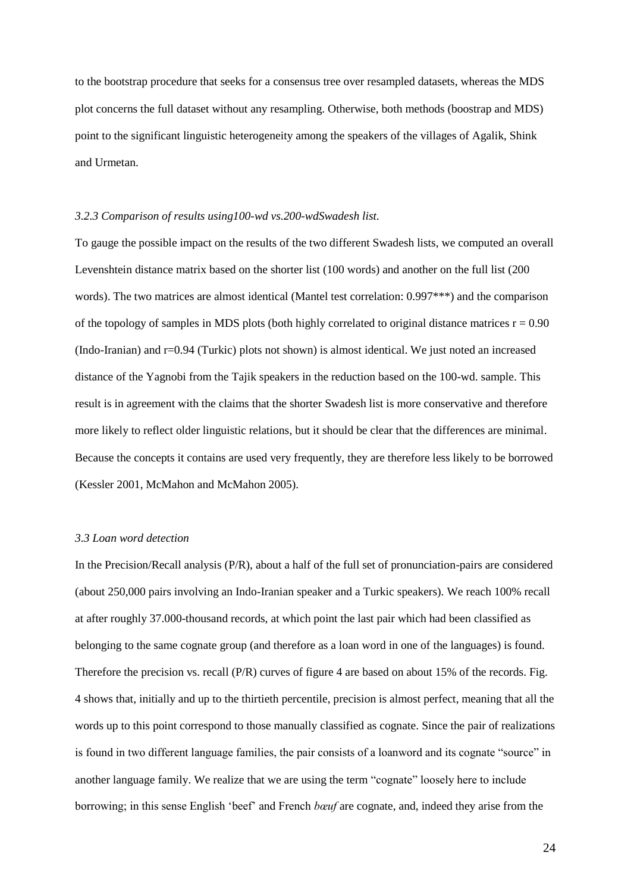to the bootstrap procedure that seeks for a consensus tree over resampled datasets, whereas the MDS plot concerns the full dataset without any resampling. Otherwise, both methods (boostrap and MDS) point to the significant linguistic heterogeneity among the speakers of the villages of Agalik, Shink and Urmetan.

### *3.2.3 Comparison of results using100-wd vs.200-wdSwadesh list.*

To gauge the possible impact on the results of the two different Swadesh lists, we computed an overall Levenshtein distance matrix based on the shorter list (100 words) and another on the full list (200 words). The two matrices are almost identical (Mantel test correlation: 0.997***) and the comparison of the topology of samples in MDS plots (both highly correlated to original distance matrices $r = 0.90$ (Indo-Iranian) and $r=0.94$ (Turkic) plots not shown) is almost identical. We just noted an increased distance of the Yagnobi from the Tajik speakers in the reduction based on the 100-wd. sample. This result is in agreement with the claims that the shorter Swadesh list is more conservative and therefore more likely to reflect older linguistic relations, but it should be clear that the differences are minimal. Because the concepts it contains are used very frequently, they are therefore less likely to be borrowed (Kessler 2001, McMahon and McMahon 2005).

### *3.3 Loan word detection*

In the Precision/Recall analysis (P/R), about a half of the full set of pronunciation-pairs are considered (about 250,000 pairs involving an Indo-Iranian speaker and a Turkic speakers). We reach 100% recall at after roughly 37.000-thousand records, at which point the last pair which had been classified as belonging to the same cognate group (and therefore as a loan word in one of the languages) is found. Therefore the precision vs. recall (P/R) curves of figure 4 are based on about 15% of the records. Fig. 4 shows that, initially and up to the thirtieth percentile, precision is almost perfect, meaning that all the words up to this point correspond to those manually classified as cognate. Since the pair of realizations is found in two different language families, the pair consists of a loanword and its cognate "source" in another language family. We realize that we are using the term "cognate" loosely here to include borrowing; in this sense English 'beef' and French *bœuf* are cognate, and, indeed they arise from the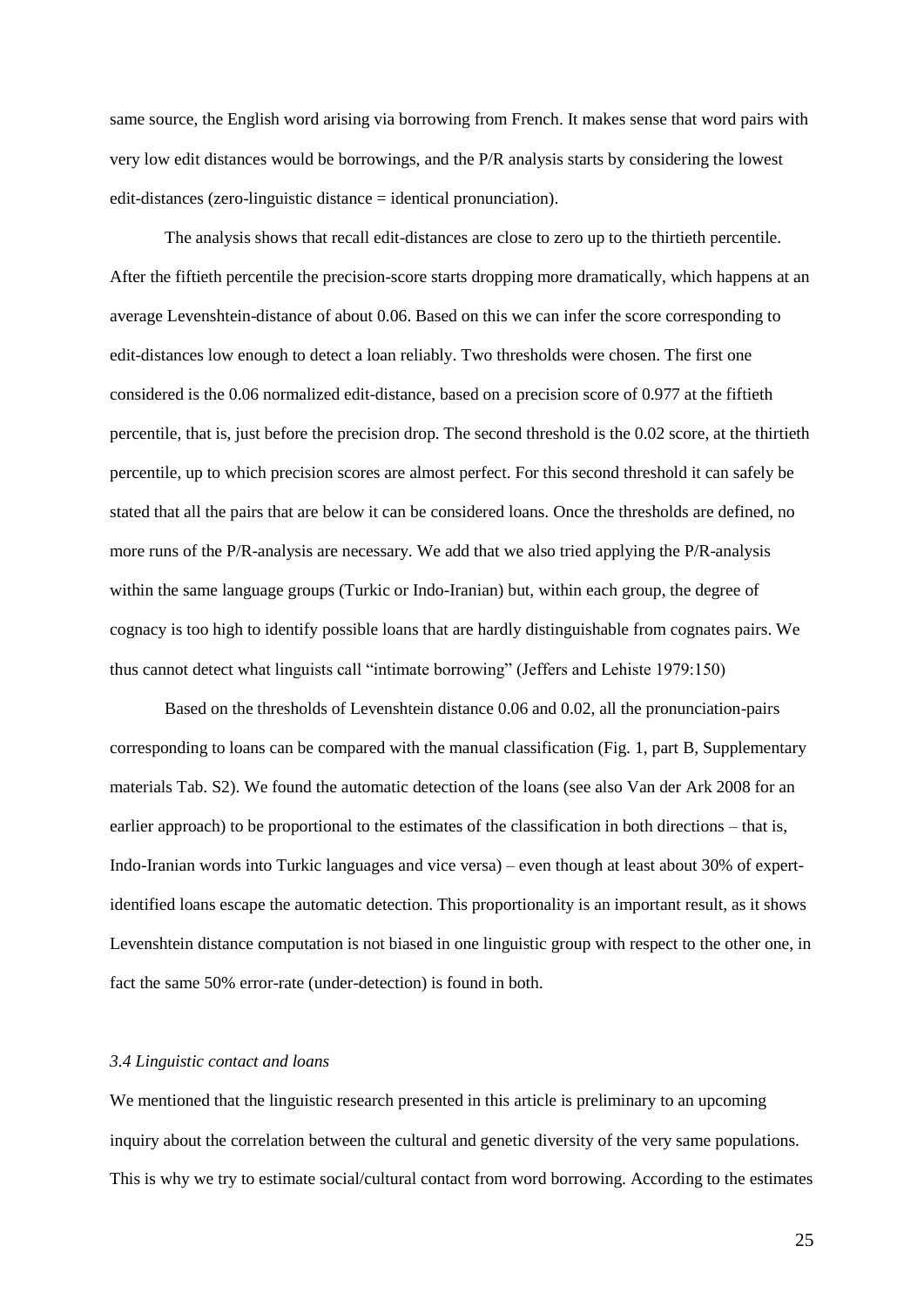same source, the English word arising via borrowing from French. It makes sense that word pairs with very low edit distances would be borrowings, and the P/R analysis starts by considering the lowest edit-distances (zero-linguistic distance = identical pronunciation).

The analysis shows that recall edit-distances are close to zero up to the thirtieth percentile. After the fiftieth percentile the precision-score starts dropping more dramatically, which happens at an average Levenshtein-distance of about 0.06. Based on this we can infer the score corresponding to edit-distances low enough to detect a loan reliably. Two thresholds were chosen. The first one considered is the 0.06 normalized edit-distance, based on a precision score of 0.977 at the fiftieth percentile, that is, just before the precision drop. The second threshold is the 0.02 score, at the thirtieth percentile, up to which precision scores are almost perfect. For this second threshold it can safely be stated that all the pairs that are below it can be considered loans. Once the thresholds are defined, no more runs of the P/R-analysis are necessary. We add that we also tried applying the P/R-analysis within the same language groups (Turkic or Indo-Iranian) but, within each group, the degree of cognacy is too high to identify possible loans that are hardly distinguishable from cognates pairs. We thus cannot detect what linguists call "intimate borrowing" (Jeffers and Lehiste 1979:150)

Based on the thresholds of Levenshtein distance 0.06 and 0.02, all the pronunciation-pairs corresponding to loans can be compared with the manual classification (Fig. 1, part B, Supplementary materials Tab. S2). We found the automatic detection of the loans (see also Van der Ark 2008 for an earlier approach) to be proportional to the estimates of the classification in both directions – that is, Indo-Iranian words into Turkic languages and vice versa) – even though at least about 30% of expert-identified loans escape the automatic detection. This proportionality is an important result, as it shows Levenshtein distance computation is not biased in one linguistic group with respect to the other one, in fact the same 50% error-rate (under-detection) is found in both.

### *3.4 Linguistic contact and loans*

We mentioned that the linguistic research presented in this article is preliminary to an upcoming inquiry about the correlation between the cultural and genetic diversity of the very same populations. This is why we try to estimate social/cultural contact from word borrowing. According to the estimates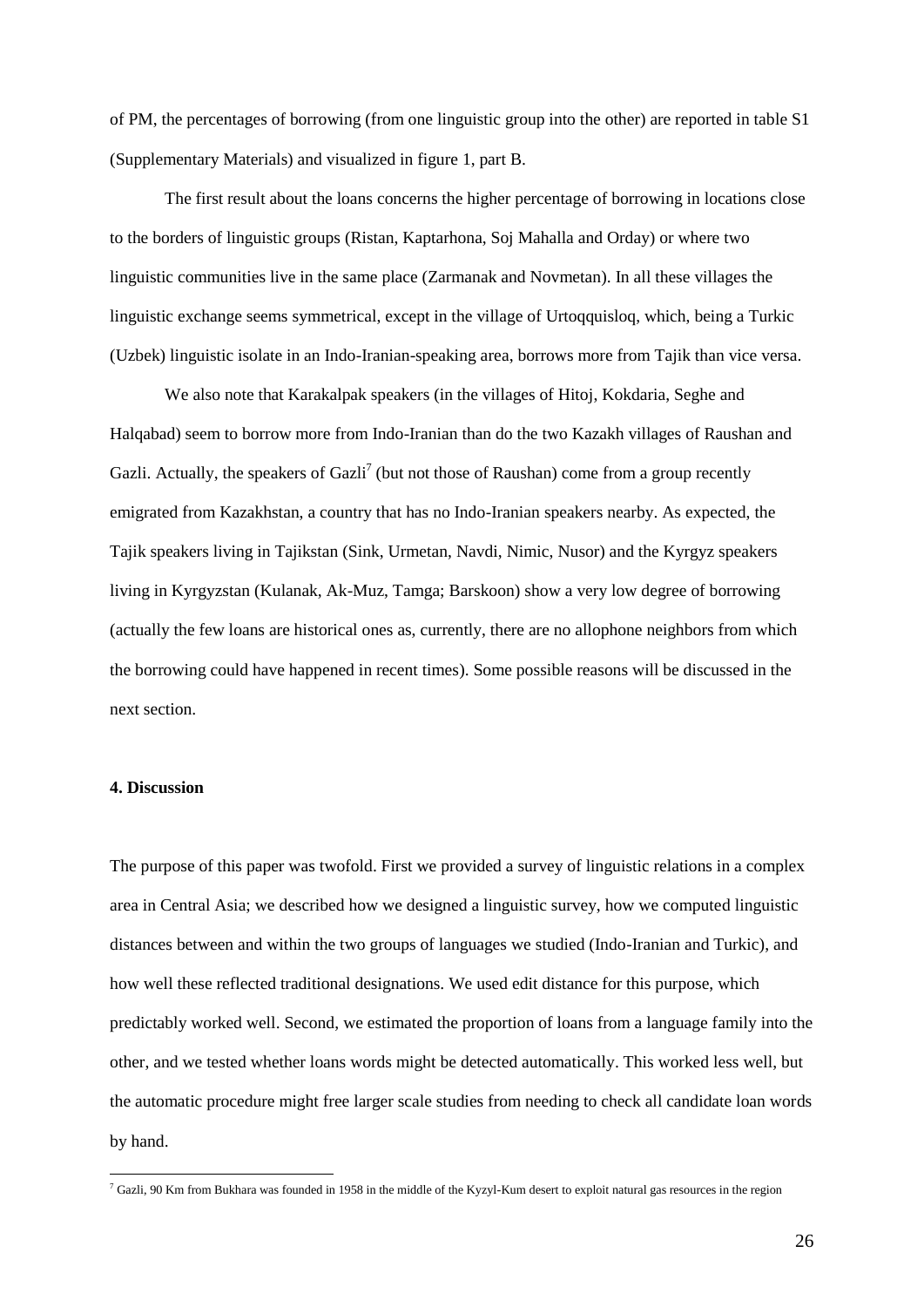of PM, the percentages of borrowing (from one linguistic group into the other) are reported in table S1 (Supplementary Materials) and visualized in figure 1, part B.

The first result about the loans concerns the higher percentage of borrowing in locations close to the borders of linguistic groups (Ristan, Kaptarhona, Soj Mahalla and Orday) or where two linguistic communities live in the same place (Zarmanak and Novmetan). In all these villages the linguistic exchange seems symmetrical, except in the village of Urtoqquisloq, which, being a Turkic (Uzbek) linguistic isolate in an Indo-Iranian-speaking area, borrows more from Tajik than vice versa.

We also note that Karakalpak speakers (in the villages of Hitoj, Kokdaria, Seghe and Halqabad) seem to borrow more from Indo-Iranian than do the two Kazakh villages of Raushan and Gazli. Actually, the speakers of Gazli[7] (but not those of Raushan) come from a group recently emigrated from Kazakhstan, a country that has no Indo-Iranian speakers nearby. As expected, the Tajik speakers living in Tajikstan (Sink, Urmetan, Navdi, Nimic, Nusor) and the Kyrgyz speakers living in Kyrgyzstan (Kulanak, Ak-Muz, Tamga; Barskoon) show a very low degree of borrowing (actually the few loans are historical ones as, currently, there are no allophone neighbors from which the borrowing could have happened in recent times). Some possible reasons will be discussed in the next section.

**4. Discussion**

The purpose of this paper was twofold. First we provided a survey of linguistic relations in a complex area in Central Asia; we described how we designed a linguistic survey, how we computed linguistic distances between and within the two groups of languages we studied (Indo-Iranian and Turkic), and how well these reflected traditional designations. We used edit distance for this purpose, which predictably worked well. Second, we estimated the proportion of loans from a language family into the other, and we tested whether loans words might be detected automatically. This worked less well, but the automatic procedure might free larger scale studies from needing to check all candidate loan words by hand.

[7] Gazli, 90 Km from Bukhara was founded in 1958 in the middle of the Kyzyl-Kum desert to exploit natural gas resources in the region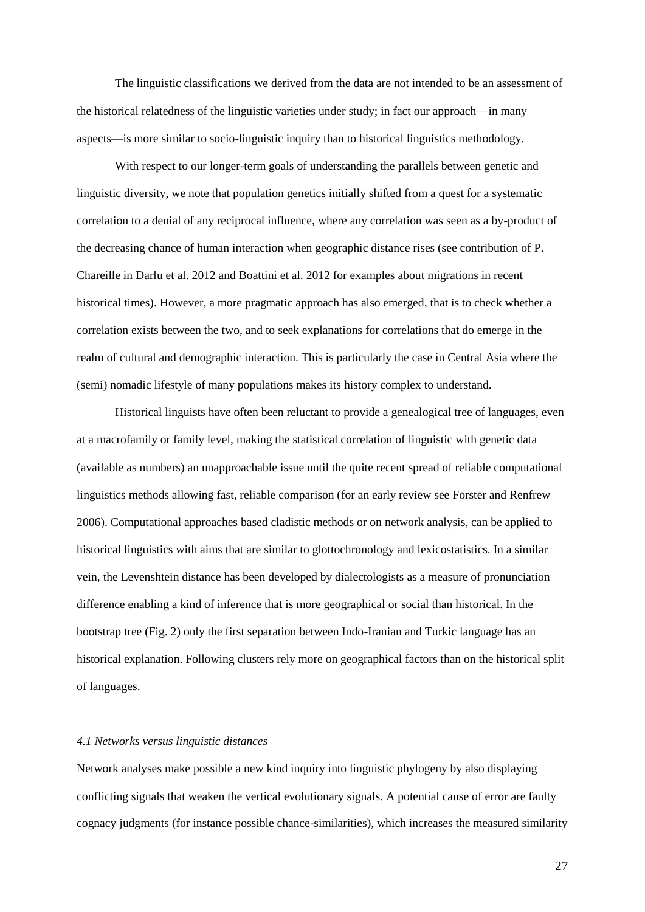The linguistic classifications we derived from the data are not intended to be an assessment of the historical relatedness of the linguistic varieties under study; in fact our approach—in many aspects—is more similar to socio-linguistic inquiry than to historical linguistics methodology.

With respect to our longer-term goals of understanding the parallels between genetic and linguistic diversity, we note that population genetics initially shifted from a quest for a systematic correlation to a denial of any reciprocal influence, where any correlation was seen as a by-product of the decreasing chance of human interaction when geographic distance rises (see contribution of P. Chareille in Darlu et al. 2012 and Boattini et al. 2012 for examples about migrations in recent historical times). However, a more pragmatic approach has also emerged, that is to check whether a correlation exists between the two, and to seek explanations for correlations that do emerge in the realm of cultural and demographic interaction. This is particularly the case in Central Asia where the (semi) nomadic lifestyle of many populations makes its history complex to understand.

Historical linguists have often been reluctant to provide a genealogical tree of languages, even at a macrofamily or family level, making the statistical correlation of linguistic with genetic data (available as numbers) an unapproachable issue until the quite recent spread of reliable computational linguistics methods allowing fast, reliable comparison (for an early review see Forster and Renfrew 2006). Computational approaches based cladistic methods or on network analysis, can be applied to historical linguistics with aims that are similar to glottochronology and lexicostatistics. In a similar vein, the Levenshtein distance has been developed by dialectologists as a measure of pronunciation difference enabling a kind of inference that is more geographical or social than historical. In the bootstrap tree (Fig. 2) only the first separation between Indo-Iranian and Turkic language has an historical explanation. Following clusters rely more on geographical factors than on the historical split of languages.

### *4.1 Networks versus linguistic distances*

Network analyses make possible a new kind inquiry into linguistic phylogeny by also displaying conflicting signals that weaken the vertical evolutionary signals. A potential cause of error are faulty cognacy judgments (for instance possible chance-similarities), which increases the measured similarity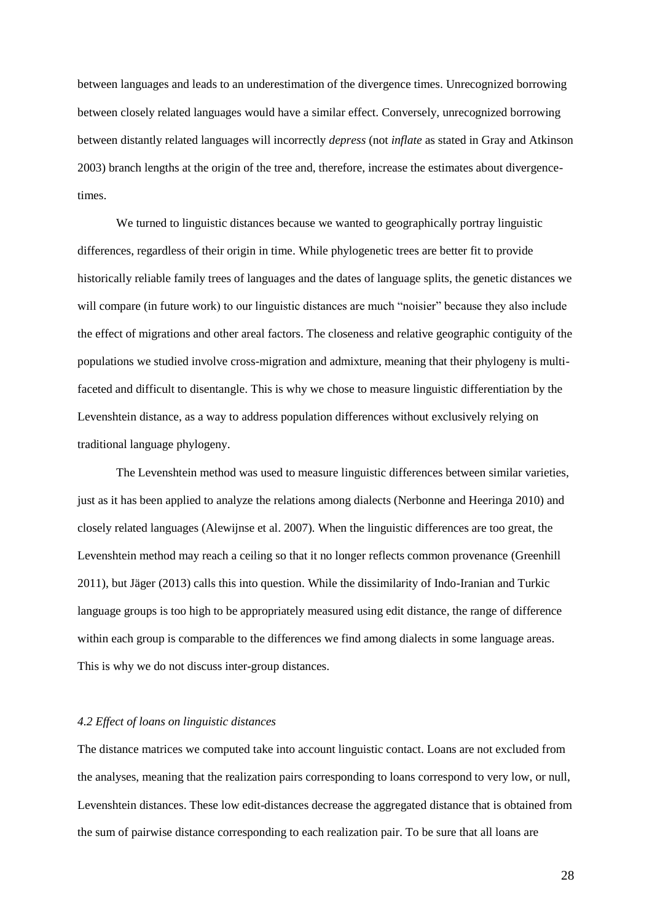between languages and leads to an underestimation of the divergence times. Unrecognized borrowing between closely related languages would have a similar effect. Conversely, unrecognized borrowing between distantly related languages will incorrectly *depress* (not *inflate* as stated in Gray and Atkinson 2003) branch lengths at the origin of the tree and, therefore, increase the estimates about divergence-times.

We turned to linguistic distances because we wanted to geographically portray linguistic differences, regardless of their origin in time. While phylogenetic trees are better fit to provide historically reliable family trees of languages and the dates of language splits, the genetic distances we will compare (in future work) to our linguistic distances are much "noisier" because they also include the effect of migrations and other areal factors. The closeness and relative geographic contiguity of the populations we studied involve cross-migration and admixture, meaning that their phylogeny is multi-faceted and difficult to disentangle. This is why we chose to measure linguistic differentiation by the Levenshtein distance, as a way to address population differences without exclusively relying on traditional language phylogeny.

The Levenshtein method was used to measure linguistic differences between similar varieties, just as it has been applied to analyze the relations among dialects (Nerbonne and Heeringa 2010) and closely related languages (Alewijnse et al. 2007). When the linguistic differences are too great, the Levenshtein method may reach a ceiling so that it no longer reflects common provenance (Greenhill 2011), but Jäger (2013) calls this into question. While the dissimilarity of Indo-Iranian and Turkic language groups is too high to be appropriately measured using edit distance, the range of difference within each group is comparable to the differences we find among dialects in some language areas. This is why we do not discuss inter-group distances.

### *4.2 Effect of loans on linguistic distances*

The distance matrices we computed take into account linguistic contact. Loans are not excluded from the analyses, meaning that the realization pairs corresponding to loans correspond to very low, or null, Levenshtein distances. These low edit-distances decrease the aggregated distance that is obtained from the sum of pairwise distance corresponding to each realization pair. To be sure that all loans are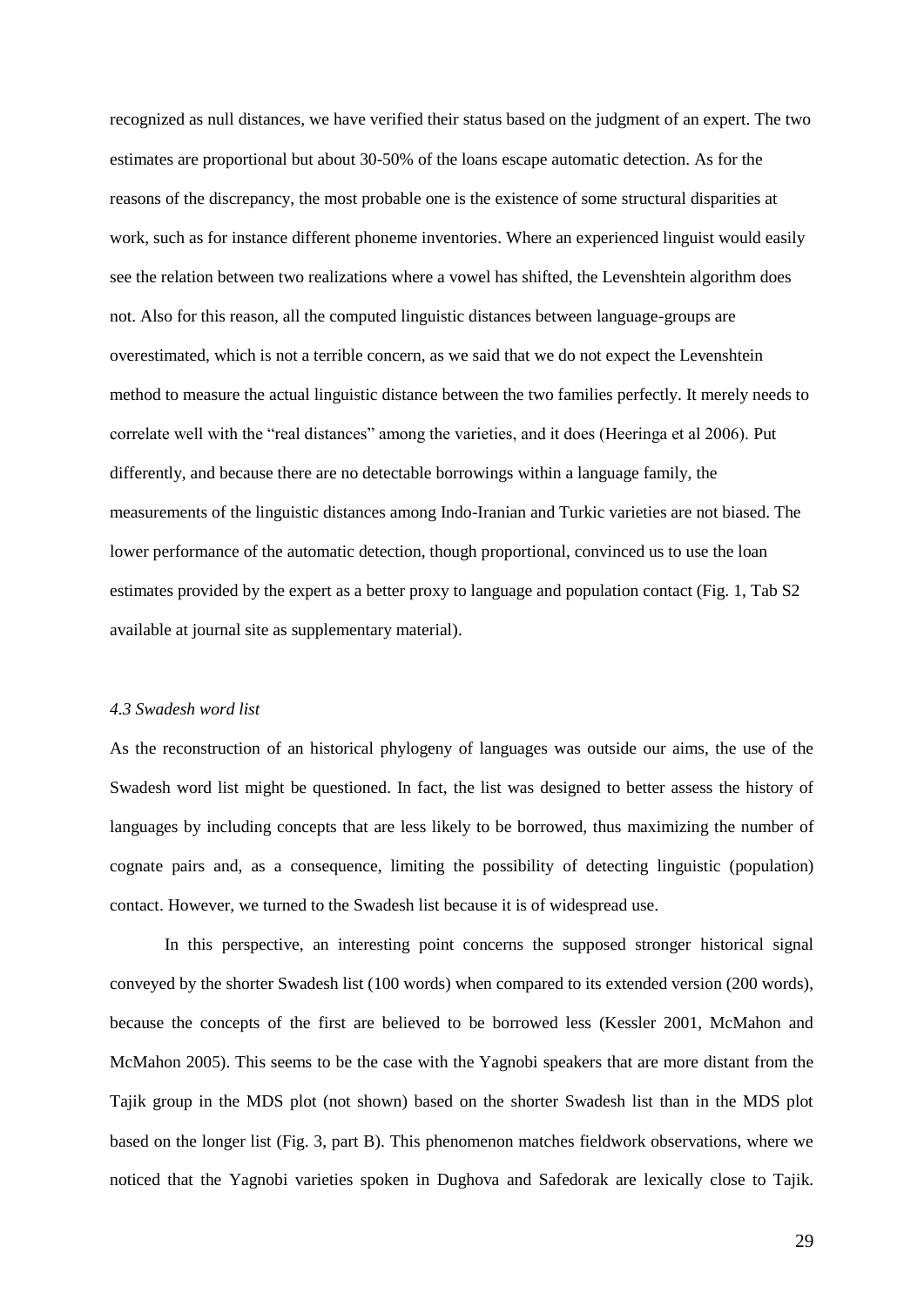recognized as null distances, we have verified their status based on the judgment of an expert. The two estimates are proportional but about 30-50% of the loans escape automatic detection. As for the reasons of the discrepancy, the most probable one is the existence of some structural disparities at work, such as for instance different phoneme inventories. Where an experienced linguist would easily see the relation between two realizations where a vowel has shifted, the Levenshtein algorithm does not. Also for this reason, all the computed linguistic distances between language-groups are overestimated, which is not a terrible concern, as we said that we do not expect the Levenshtein method to measure the actual linguistic distance between the two families perfectly. It merely needs to correlate well with the "real distances" among the varieties, and it does (Heeringa et al 2006). Put differently, and because there are no detectable borrowings within a language family, the measurements of the linguistic distances among Indo-Iranian and Turkic varieties are not biased. The lower performance of the automatic detection, though proportional, convinced us to use the loan estimates provided by the expert as a better proxy to language and population contact (Fig. 1, Tab S2 available at journal site as supplementary material).

### *4.3 Swadesh word list*

As the reconstruction of an historical phylogeny of languages was outside our aims, the use of the Swadesh word list might be questioned. In fact, the list was designed to better assess the history of languages by including concepts that are less likely to be borrowed, thus maximizing the number of cognate pairs and, as a consequence, limiting the possibility of detecting linguistic (population) contact. However, we turned to the Swadesh list because it is of widespread use.

In this perspective, an interesting point concerns the supposed stronger historical signal conveyed by the shorter Swadesh list (100 words) when compared to its extended version (200 words), because the concepts of the first are believed to be borrowed less (Kessler 2001, McMahon and McMahon 2005). This seems to be the case with the Yagnobi speakers that are more distant from the Tajik group in the MDS plot (not shown) based on the shorter Swadesh list than in the MDS plot based on the longer list (Fig. 3, part B). This phenomenon matches fieldwork observations, where we noticed that the Yagnobi varieties spoken in Dughova and Safedorak are lexically close to Tajik.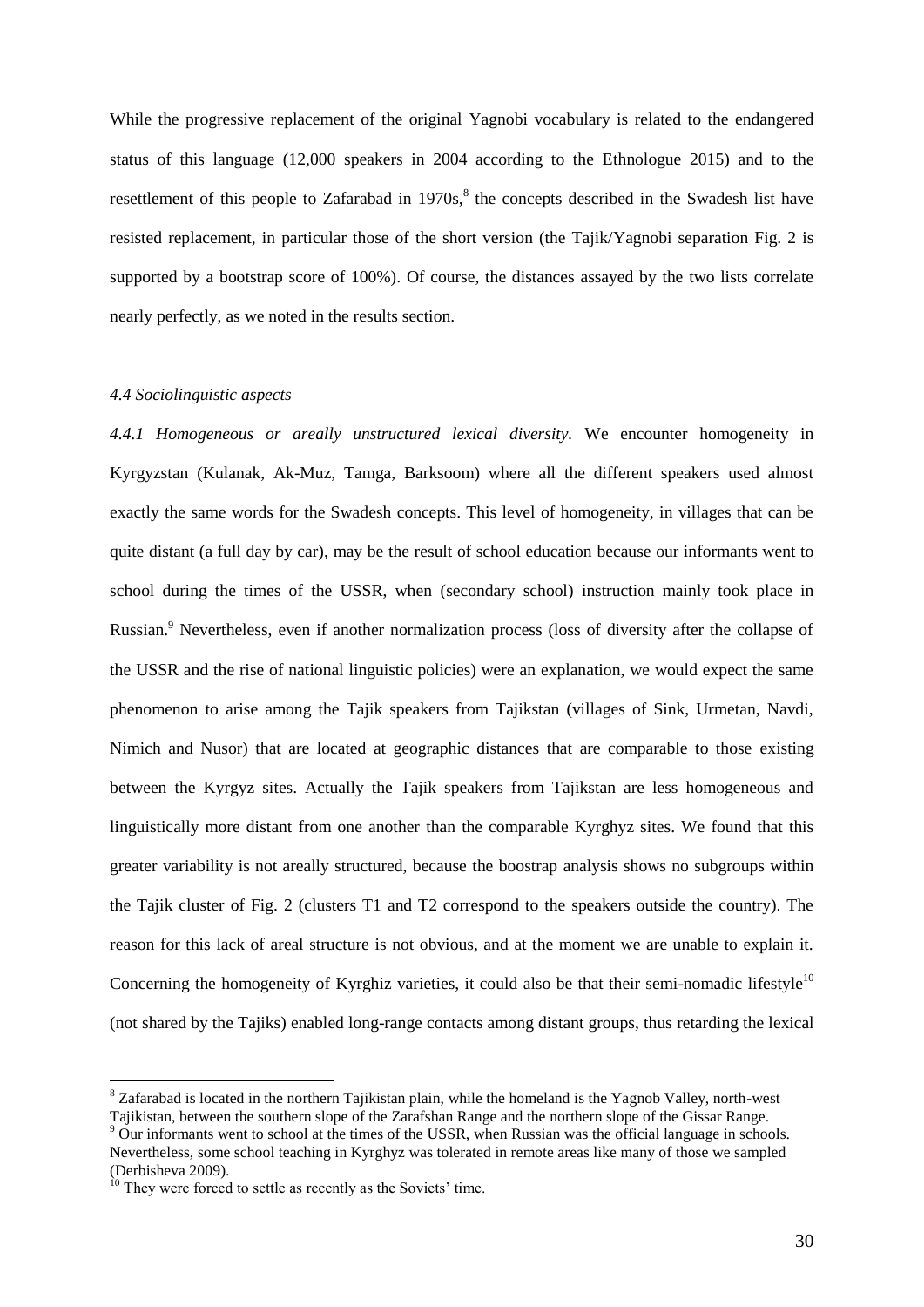While the progressive replacement of the original Yagnobi vocabulary is related to the endangered status of this language (12,000 speakers in 2004 according to the Ethnologue 2015) and to the resettlement of this people to Zafarabad in 1970s,[8] the concepts described in the Swadesh list have resisted replacement, in particular those of the short version (the Tajik/Yagnobi separation Fig. 2 is supported by a bootstrap score of 100%). Of course, the distances assayed by the two lists correlate nearly perfectly, as we noted in the results section.

### *4.4 Sociolinguistic aspects*

*4.4.1 Homogeneous or areally unstructured lexical diversity*. We encounter homogeneity in Kyrgyzstan (Kulanak, Ak-Muz, Tamga, Barksoom) where all the different speakers used almost exactly the same words for the Swadesh concepts. This level of homogeneity, in villages that can be quite distant (a full day by car), may be the result of school education because our informants went to school during the times of the USSR, when (secondary school) instruction mainly took place in Russian.[9] Nevertheless, even if another normalization process (loss of diversity after the collapse of the USSR and the rise of national linguistic policies) were an explanation, we would expect the same phenomenon to arise among the Tajik speakers from Tajikstan (villages of Sink, Urmetan, Navdi, Nimich and Nusor) that are located at geographic distances that are comparable to those existing between the Kyrgyz sites. Actually the Tajik speakers from Tajikstan are less homogeneous and linguistically more distant from one another than the comparable Kyrghyz sites. We found that this greater variability is not areally structured, because the boostrap analysis shows no subgroups within the Tajik cluster of Fig. 2 (clusters T1 and T2 correspond to the speakers outside the country). The reason for this lack of areal structure is not obvious, and at the moment we are unable to explain it. Concerning the homogeneity of Kyrghiz varieties, it could also be that their semi-nomadic lifestyle[10] (not shared by the Tajiks) enabled long-range contacts among distant groups, thus retarding the lexical

---

[8] Zafarabad is located in the northern Tajikistan plain, while the homeland is the Yagnob Valley, north-west Tajikistan, between the southern slope of the Zarafshan Range and the northern slope of the Gissar Range.

[9] Our informants went to school at the times of the USSR, when Russian was the official language in schools. Nevertheless, some school teaching in Kyrghyz was tolerated in remote areas like many of those we sampled (Derbisheva 2009).

[10] They were forced to settle as recently as the Soviets' time.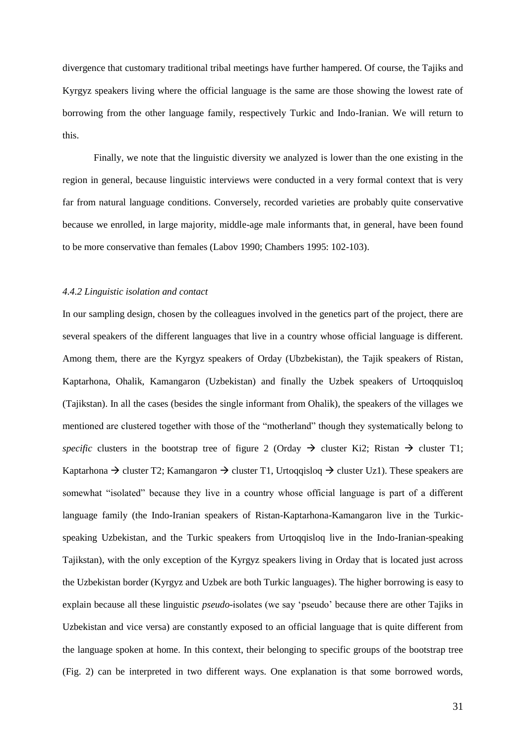divergence that customary traditional tribal meetings have further hampered. Of course, the Tajiks and Kyrgyz speakers living where the official language is the same are those showing the lowest rate of borrowing from the other language family, respectively Turkic and Indo-Iranian. We will return to this.

Finally, we note that the linguistic diversity we analyzed is lower than the one existing in the region in general, because linguistic interviews were conducted in a very formal context that is very far from natural language conditions. Conversely, recorded varieties are probably quite conservative because we enrolled, in large majority, middle-age male informants that, in general, have been found to be more conservative than females (Labov 1990; Chambers 1995: 102-103).

### *4.4.2 Linguistic isolation and contact*

In our sampling design, chosen by the colleagues involved in the genetics part of the project, there are several speakers of the different languages that live in a country whose official language is different. Among them, there are the Kyrgyz speakers of Orday (Ubzbekistan), the Tajik speakers of Ristan, Kaptarhona, Ohalik, Kamangaron (Uzbekistan) and finally the Uzbek speakers of Urtoqquisloq (Tajikstan). In all the cases (besides the single informant from Ohalik), the speakers of the villages we mentioned are clustered together with those of the "motherland" though they systematically belong to *specific* clusters in the bootstrap tree of figure 2 (Orday → cluster Ki2; Ristan → cluster T1; Kaptarhona → cluster T2; Kamangaron → cluster T1, Urtoqqisloq → cluster Uz1). These speakers are somewhat "isolated" because they live in a country whose official language is part of a different language family (the Indo-Iranian speakers of Ristan-Kaptarhona-Kamangaron live in the Turkic-speaking Uzbekistan, and the Turkic speakers from Urtoqqisloq live in the Indo-Iranian-speaking Tajikstan), with the only exception of the Kyrgyz speakers living in Orday that is located just across the Uzbekistan border (Kyrgyz and Uzbek are both Turkic languages). The higher borrowing is easy to explain because all these linguistic *pseudo*-isolates (we say 'pseudo' because there are other Tajiks in Uzbekistan and vice versa) are constantly exposed to an official language that is quite different from the language spoken at home. In this context, their belonging to specific groups of the bootstrap tree (Fig. 2) can be interpreted in two different ways. One explanation is that some borrowed words,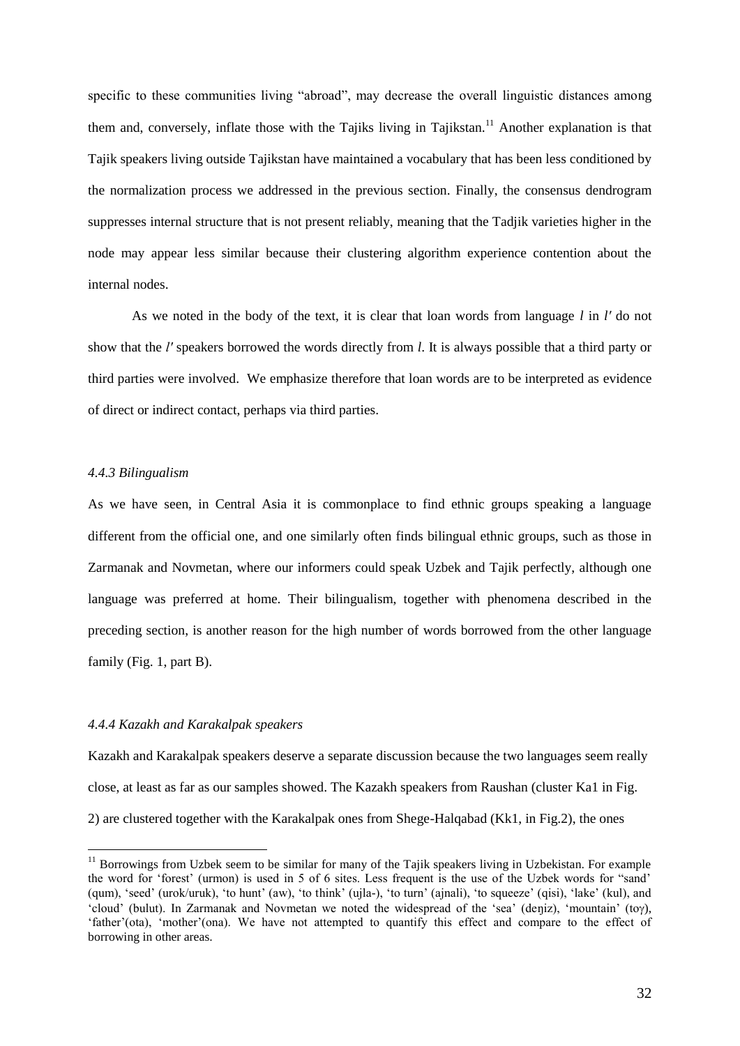specific to these communities living "abroad", may decrease the overall linguistic distances among them and, conversely, inflate those with the Tajiks living in Tajikstan.[11] Another explanation is that Tajik speakers living outside Tajikstan have maintained a vocabulary that has been less conditioned by the normalization process we addressed in the previous section. Finally, the consensus dendrogram suppresses internal structure that is not present reliably, meaning that the Tadjik varieties higher in the node may appear less similar because their clustering algorithm experience contention about the internal nodes.

As we noted in the body of the text, it is clear that loan words from language *l* in *l′* do not show that the *l′* speakers borrowed the words directly from *l*. It is always possible that a third party or third parties were involved. We emphasize therefore that loan words are to be interpreted as evidence of direct or indirect contact, perhaps via third parties.

#### *4.4.3 Bilingualism*

As we have seen, in Central Asia it is commonplace to find ethnic groups speaking a language different from the official one, and one similarly often finds bilingual ethnic groups, such as those in Zarmanak and Novmetan, where our informers could speak Uzbek and Tajik perfectly, although one language was preferred at home. Their bilingualism, together with phenomena described in the preceding section, is another reason for the high number of words borrowed from the other language family (Fig. 1, part B).

#### *4.4.4 Kazakh and Karakalpak speakers*

Kazakh and Karakalpak speakers deserve a separate discussion because the two languages seem really close, at least as far as our samples showed. The Kazakh speakers from Raushan (cluster Ka1 in Fig. 2) are clustered together with the Karakalpak ones from Shege-Halqabad (Kk1, in Fig.2), the ones

---

[11] Borrowings from Uzbek seem to be similar for many of the Tajik speakers living in Uzbekistan. For example the word for 'forest' (urmon) is used in 5 of 6 sites. Less frequent is the use of the Uzbek words for "sand' (qum), 'seed' (urok/uruk), 'to hunt' (aw), 'to think' (ujla-), 'to turn' (ajnali), 'to squeeze' (qisi), 'lake' (kul), and 'cloud' (bulut). In Zarmanak and Novmetan we noted the widespread of the 'sea' (deŋiz), 'mountain' (toγ), 'father'(ota), 'mother'(ona). We have not attempted to quantify this effect and compare to the effect of borrowing in other areas.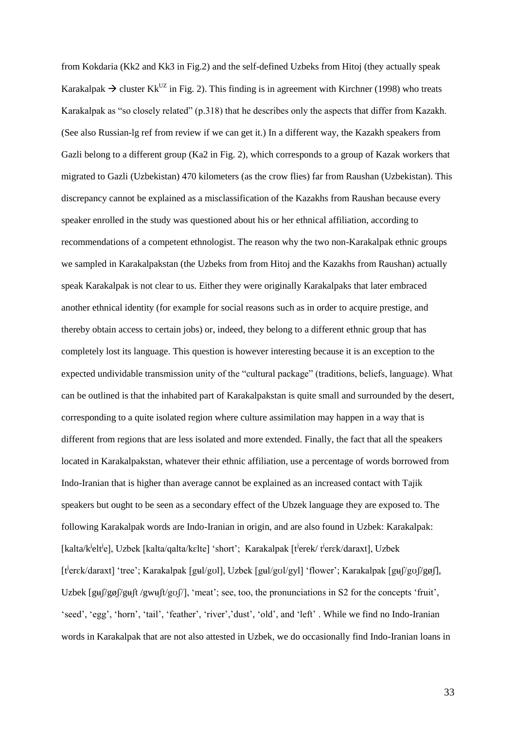from Kokdaria (Kk2 and Kk3 in Fig.2) and the self-defined Uzbeks from Hitoj (they actually speak Karakalpak → cluster Kk$^{UZ}$ in Fig. 2). This finding is in agreement with Kirchner (1998) who treats Karakalpak as "so closely related" (p.318) that he describes only the aspects that differ from Kazakh. (See also Russian-lg ref from review if we can get it.) In a different way, the Kazakh speakers from Gazli belong to a different group (Ka2 in Fig. 2), which corresponds to a group of Kazak workers that migrated to Gazli (Uzbekistan) 470 kilometers (as the crow flies) far from Raushan (Uzbekistan). This discrepancy cannot be explained as a misclassification of the Kazakhs from Raushan because every speaker enrolled in the study was questioned about his or her ethnical affiliation, according to recommendations of a competent ethnologist. The reason why the two non-Karakalpak ethnic groups we sampled in Karakalpakstan (the Uzbeks from from Hitoj and the Kazakhs from Raushan) actually speak Karakalpak is not clear to us. Either they were originally Karakalpaks that later embraced another ethnical identity (for example for social reasons such as in order to acquire prestige, and thereby obtain access to certain jobs) or, indeed, they belong to a different ethnic group that has completely lost its language. This question is however interesting because it is an exception to the expected undividable transmission unity of the "cultural package" (traditions, beliefs, language). What can be outlined is that the inhabited part of Karakalpakstan is quite small and surrounded by the desert, corresponding to a quite isolated region where culture assimilation may happen in a way that is different from regions that are less isolated and more extended. Finally, the fact that all the speakers located in Karakalpakstan, whatever their ethnic affiliation, use a percentage of words borrowed from Indo-Iranian that is higher than average cannot be explained as an increased contact with Tajik speakers but ought to be seen as a secondary effect of the Ubzek language they are exposed to. The following Karakalpak words are Indo-Iranian in origin, and are also found in Uzbek: Karakalpak: [kalta/kʲeltʲe], Uzbek [kalta/qalta/kɛlte] 'short'; Karakalpak [tʲerek/ tʲerɛk/daraxt], Uzbek [tʲerɛk/daraxt] 'tree'; Karakalpak [gʉl/gʊl], Uzbek [gʉl/gʊl/gyl] 'flower'; Karakalpak [gʉʃ/gʊʃ/gøʃ], Uzbek [gʉʃ/gøʃ/gʉʃt /gwʉʃt/gʊʃ/], 'meat'; see, too, the pronunciations in S2 for the concepts 'fruit', 'seed', 'egg', 'horn', 'tail', 'feather', 'river','dust', 'old', and 'left' . While we find no Indo-Iranian words in Karakalpak that are not also attested in Uzbek, we do occasionally find Indo-Iranian loans in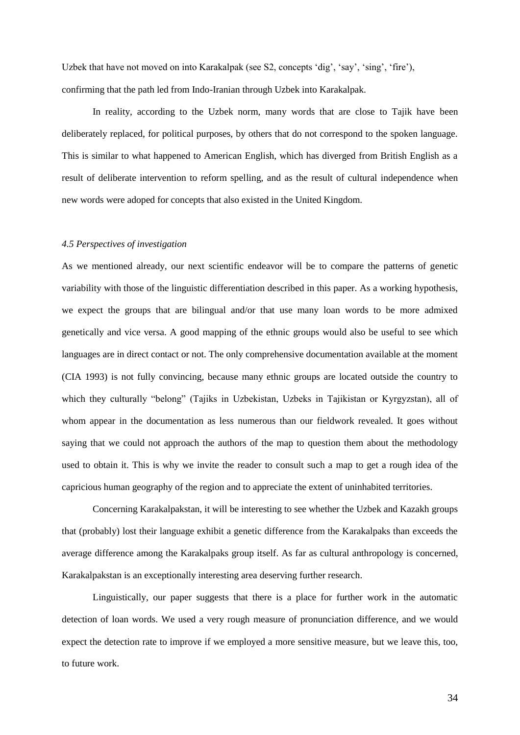Uzbek that have not moved on into Karakalpak (see S2, concepts 'dig', 'say', 'sing', 'fire'), confirming that the path led from Indo-Iranian through Uzbek into Karakalpak.

In reality, according to the Uzbek norm, many words that are close to Tajik have been deliberately replaced, for political purposes, by others that do not correspond to the spoken language. This is similar to what happened to American English, which has diverged from British English as a result of deliberate intervention to reform spelling, and as the result of cultural independence when new words were adoped for concepts that also existed in the United Kingdom.

### *4.5 Perspectives of investigation*

As we mentioned already, our next scientific endeavor will be to compare the patterns of genetic variability with those of the linguistic differentiation described in this paper. As a working hypothesis, we expect the groups that are bilingual and/or that use many loan words to be more admixed genetically and vice versa. A good mapping of the ethnic groups would also be useful to see which languages are in direct contact or not. The only comprehensive documentation available at the moment (CIA 1993) is not fully convincing, because many ethnic groups are located outside the country to which they culturally "belong" (Tajiks in Uzbekistan, Uzbeks in Tajikistan or Kyrgyzstan), all of whom appear in the documentation as less numerous than our fieldwork revealed. It goes without saying that we could not approach the authors of the map to question them about the methodology used to obtain it. This is why we invite the reader to consult such a map to get a rough idea of the capricious human geography of the region and to appreciate the extent of uninhabited territories.

Concerning Karakalpakstan, it will be interesting to see whether the Uzbek and Kazakh groups that (probably) lost their language exhibit a genetic difference from the Karakalpaks than exceeds the average difference among the Karakalpaks group itself. As far as cultural anthropology is concerned, Karakalpakstan is an exceptionally interesting area deserving further research.

Linguistically, our paper suggests that there is a place for further work in the automatic detection of loan words. We used a very rough measure of pronunciation difference, and we would expect the detection rate to improve if we employed a more sensitive measure, but we leave this, too, to future work.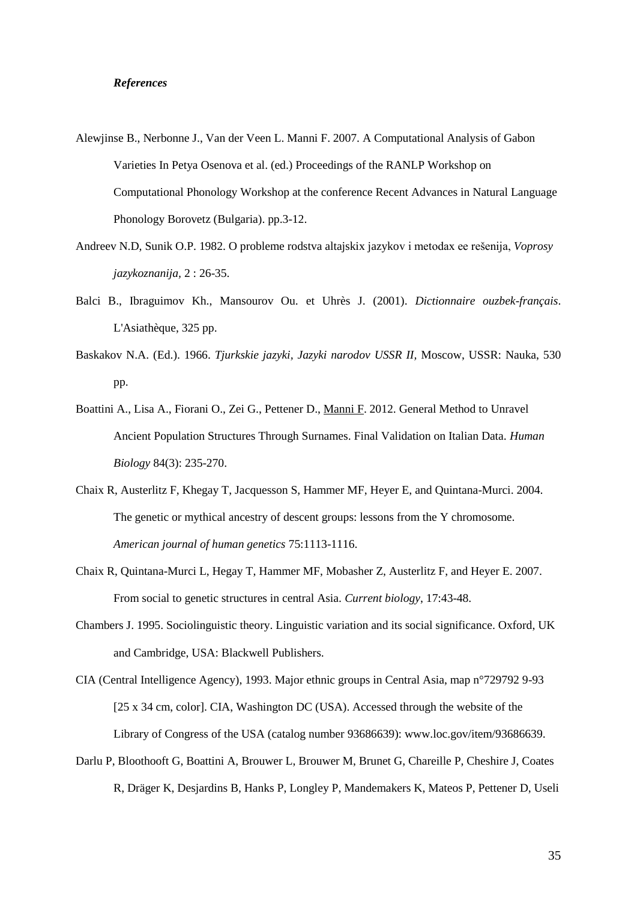***References***

Alewjinse B., Nerbonne J., Van der Veen L. Manni F. 2007. A Computational Analysis of Gabon Varieties In Petya Osenova et al. (ed.) Proceedings of the RANLP Workshop on Computational Phonology Workshop at the conference Recent Advances in Natural Language Phonology Borovetz (Bulgaria). pp.3-12.

Andreev N.D, Sunik O.P. 1982. O probleme rodstva altajskix jazykov i metodax ee rešenija, *Voprosy jazykoznanija*, 2 : 26-35.

Balci B., Ibraguimov Kh., Mansourov Ou. et Uhrès J. (2001). *Dictionnaire ouzbek-français*. L'Asiathèque, 325 pp.

Baskakov N.A. (Ed.). 1966. *Tjurkskie jazyki, Jazyki narodov USSR II*, Moscow, USSR: Nauka, 530 pp.

Boattini A., Lisa A., Fiorani O., Zei G., Pettener D., Manni F. 2012. General Method to Unravel Ancient Population Structures Through Surnames. Final Validation on Italian Data. *Human Biology* 84(3): 235-270.

Chaix R, Austerlitz F, Khegay T, Jacquesson S, Hammer MF, Heyer E, and Quintana-Murci. 2004. The genetic or mythical ancestry of descent groups: lessons from the Y chromosome. *American journal of human genetics* 75:1113-1116.

Chaix R, Quintana-Murci L, Hegay T, Hammer MF, Mobasher Z, Austerlitz F, and Heyer E. 2007. From social to genetic structures in central Asia. *Current biology*, 17:43-48.

Chambers J. 1995. Sociolinguistic theory. Linguistic variation and its social significance. Oxford, UK and Cambridge, USA: Blackwell Publishers.

CIA (Central Intelligence Agency), 1993. Major ethnic groups in Central Asia, map n°729792 9-93 [25 x 34 cm, color]. CIA, Washington DC (USA). Accessed through the website of the Library of Congress of the USA (catalog number 93686639): www.loc.gov/item/93686639.

Darlu P, Bloothooft G, Boattini A, Brouwer L, Brouwer M, Brunet G, Chareille P, Cheshire J, Coates R, Dräger K, Desjardins B, Hanks P, Longley P, Mandemakers K, Mateos P, Pettener D, Useli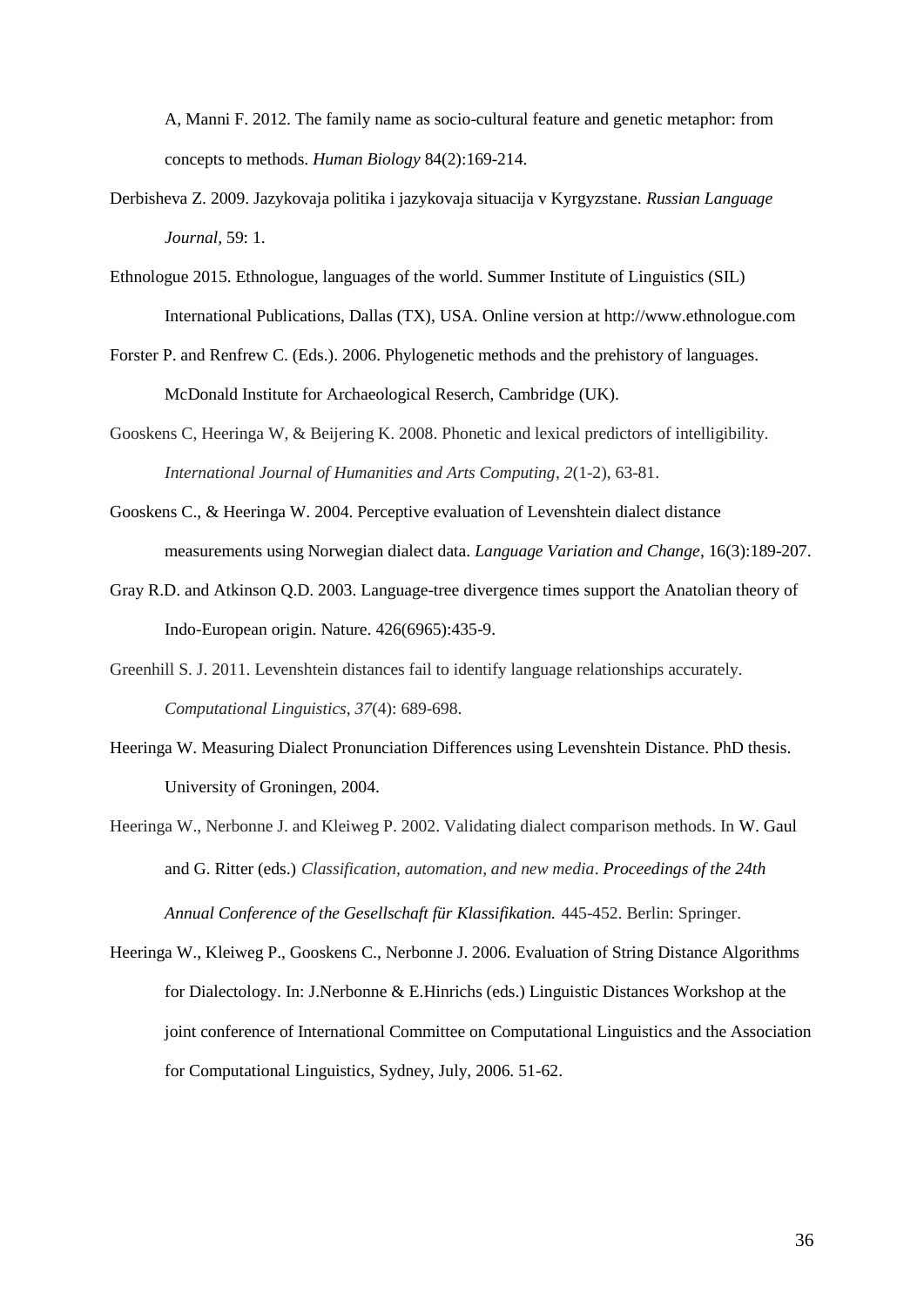A, Manni F. 2012. The family name as socio-cultural feature and genetic metaphor: from concepts to methods. *Human Biology* 84(2):169-214.

Derbisheva Z. 2009. Jazykovaja politika i jazykovaja situacija v Kyrgyzstane. *Russian Language Journal*, 59: 1.

Ethnologue 2015. Ethnologue, languages of the world. Summer Institute of Linguistics (SIL) International Publications, Dallas (TX), USA. Online version at http://www.ethnologue.com

Forster P. and Renfrew C. (Eds.). 2006. Phylogenetic methods and the prehistory of languages. McDonald Institute for Archaeological Reserch, Cambridge (UK).

Gooskens C, Heeringa W, & Beijering K. 2008. Phonetic and lexical predictors of intelligibility. *International Journal of Humanities and Arts Computing*, *2*(1-2), 63-81.

Gooskens C., & Heeringa W. 2004. Perceptive evaluation of Levenshtein dialect distance measurements using Norwegian dialect data. *Language Variation and Change*, 16(3):189-207.

Gray R.D. and Atkinson Q.D. 2003. Language-tree divergence times support the Anatolian theory of Indo-European origin. Nature. 426(6965):435-9.

Greenhill S. J. 2011. Levenshtein distances fail to identify language relationships accurately. *Computational Linguistics*, *37*(4): 689-698.

Heeringa W. Measuring Dialect Pronunciation Differences using Levenshtein Distance. PhD thesis. University of Groningen, 2004.

Heeringa W., Nerbonne J. and Kleiweg P. 2002. Validating dialect comparison methods. In W. Gaul and G. Ritter (eds.) *Classification, automation, and new media*. *Proceedings of the 24th Annual Conference of the Gesellschaft für Klassifikation.* 445-452. Berlin: Springer.

Heeringa W., Kleiweg P., Gooskens C., Nerbonne J. 2006. Evaluation of String Distance Algorithms for Dialectology. In: J.Nerbonne & E.Hinrichs (eds.) Linguistic Distances Workshop at the joint conference of International Committee on Computational Linguistics and the Association for Computational Linguistics, Sydney, July, 2006. 51-62.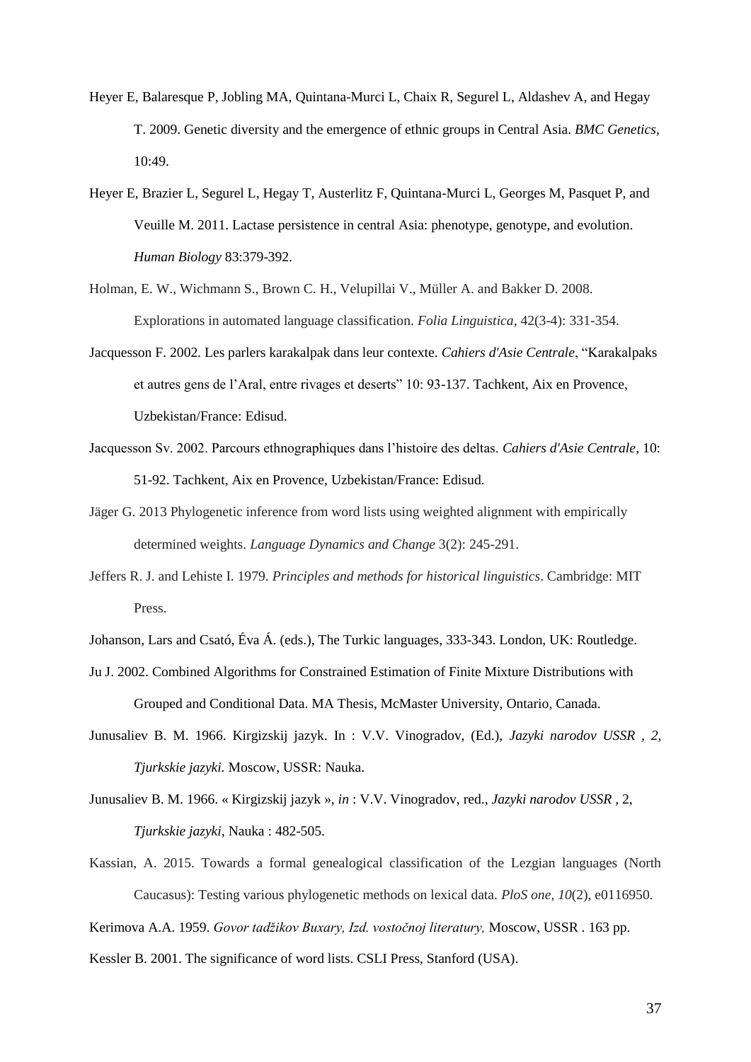Heyer E, Balaresque P, Jobling MA, Quintana-Murci L, Chaix R, Segurel L, Aldashev A, and Hegay T. 2009. Genetic diversity and the emergence of ethnic groups in Central Asia. *BMC Genetics*, 10:49.

Heyer E, Brazier L, Segurel L, Hegay T, Austerlitz F, Quintana-Murci L, Georges M, Pasquet P, and Veuille M. 2011. Lactase persistence in central Asia: phenotype, genotype, and evolution. *Human Biology* 83:379-392.

Holman, E. W., Wichmann S., Brown C. H., Velupillai V., Müller A. and Bakker D. 2008. Explorations in automated language classification. *Folia Linguistica*, 42(3-4): 331-354.

Jacquesson F. 2002. Les parlers karakalpak dans leur contexte. *Cahiers d'Asie Centrale*, "Karakalpaks et autres gens de l'Aral, entre rivages et deserts" 10: 93-137. Tachkent, Aix en Provence, Uzbekistan/France: Edisud.

Jacquesson Sv. 2002. Parcours ethnographiques dans l'histoire des deltas. *Cahiers d'Asie Centrale*, 10: 51-92. Tachkent, Aix en Provence, Uzbekistan/France: Edisud.

Jäger G. 2013 Phylogenetic inference from word lists using weighted alignment with empirically determined weights. *Language Dynamics and Change* 3(2): 245-291.

Jeffers R. J. and Lehiste I. 1979. *Principles and methods for historical linguistics*. Cambridge: MIT Press.

Johanson, Lars and Csató, Éva Á. (eds.), The Turkic languages, 333-343. London, UK: Routledge.

Ju J. 2002. Combined Algorithms for Constrained Estimation of Finite Mixture Distributions with Grouped and Conditional Data. MA Thesis, McMaster University, Ontario, Canada.

Junusaliev B. M. 1966. Kirgizskij jazyk. In : V.V. Vinogradov, (Ed.), *Jazyki narodov USSR , 2, Tjurkskie jazyki.* Moscow, USSR: Nauka.

Junusaliev B. M. 1966. « Kirgizskij jazyk », *in* : V.V. Vinogradov, red., *Jazyki narodov USSR ,* 2, *Tjurkskie jazyki*, Nauka : 482-505.

Kassian, A. 2015. Towards a formal genealogical classification of the Lezgian languages (North Caucasus): Testing various phylogenetic methods on lexical data. *PloS one*, *10*(2), e0116950.

Kerimova A.A. 1959. *Govor tadžikov Buxary, Izd. vostočnoj literatury,* Moscow, USSR . 163 pp.

Kessler B. 2001. The significance of word lists. CSLI Press, Stanford (USA).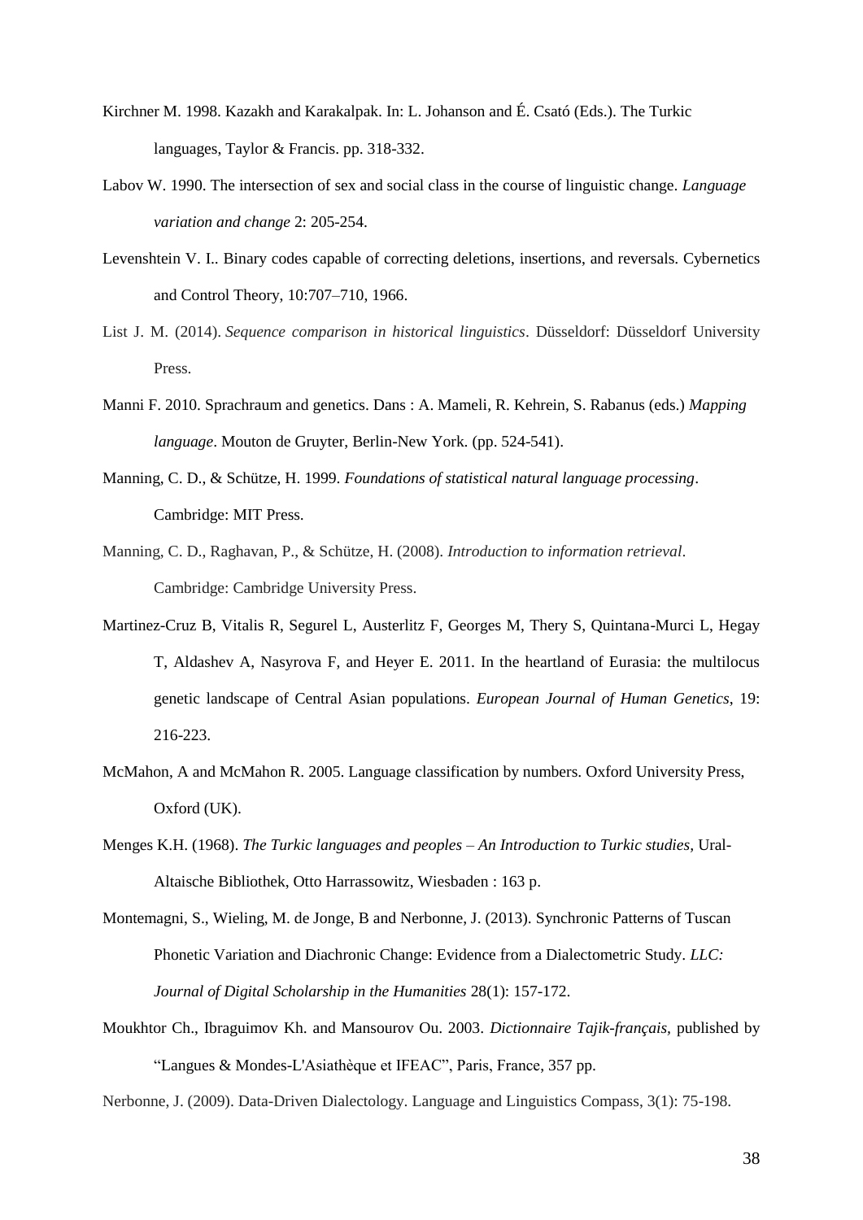Kirchner M. 1998. Kazakh and Karakalpak. In: L. Johanson and É. Csató (Eds.). The Turkic languages, Taylor & Francis. pp. 318-332.

Labov W. 1990. The intersection of sex and social class in the course of linguistic change. *Language variation and change* 2: 205-254.

Levenshtein V. I.. Binary codes capable of correcting deletions, insertions, and reversals. Cybernetics and Control Theory, 10:707–710, 1966.

List J. M. (2014). *Sequence comparison in historical linguistics*. Düsseldorf: Düsseldorf University Press.

Manni F. 2010. Sprachraum and genetics. Dans : A. Mameli, R. Kehrein, S. Rabanus (eds.) *Mapping language*. Mouton de Gruyter, Berlin-New York. (pp. 524-541).

Manning, C. D., & Schütze, H. 1999. *Foundations of statistical natural language processing*. Cambridge: MIT Press.

Manning, C. D., Raghavan, P., & Schütze, H. (2008). *Introduction to information retrieval*. Cambridge: Cambridge University Press.

Martinez-Cruz B, Vitalis R, Segurel L, Austerlitz F, Georges M, Thery S, Quintana-Murci L, Hegay T, Aldashev A, Nasyrova F, and Heyer E. 2011. In the heartland of Eurasia: the multilocus genetic landscape of Central Asian populations. *European Journal of Human Genetics*, 19: 216-223.

McMahon, A and McMahon R. 2005. Language classification by numbers. Oxford University Press, Oxford (UK).

Menges K.H. (1968). *The Turkic languages and peoples – An Introduction to Turkic studies*, Ural-Altaische Bibliothek, Otto Harrassowitz, Wiesbaden : 163 p.

Montemagni, S., Wieling, M. de Jonge, B and Nerbonne, J. (2013). Synchronic Patterns of Tuscan Phonetic Variation and Diachronic Change: Evidence from a Dialectometric Study. *LLC: Journal of Digital Scholarship in the Humanities* 28(1): 157-172.

Moukhtor Ch., Ibraguimov Kh. and Mansourov Ou. 2003. *Dictionnaire Tajik-français,* published by "Langues & Mondes-L'Asiathèque et IFEAC", Paris, France, 357 pp.

Nerbonne, J. (2009). Data-Driven Dialectology. Language and Linguistics Compass, 3(1): 75-198.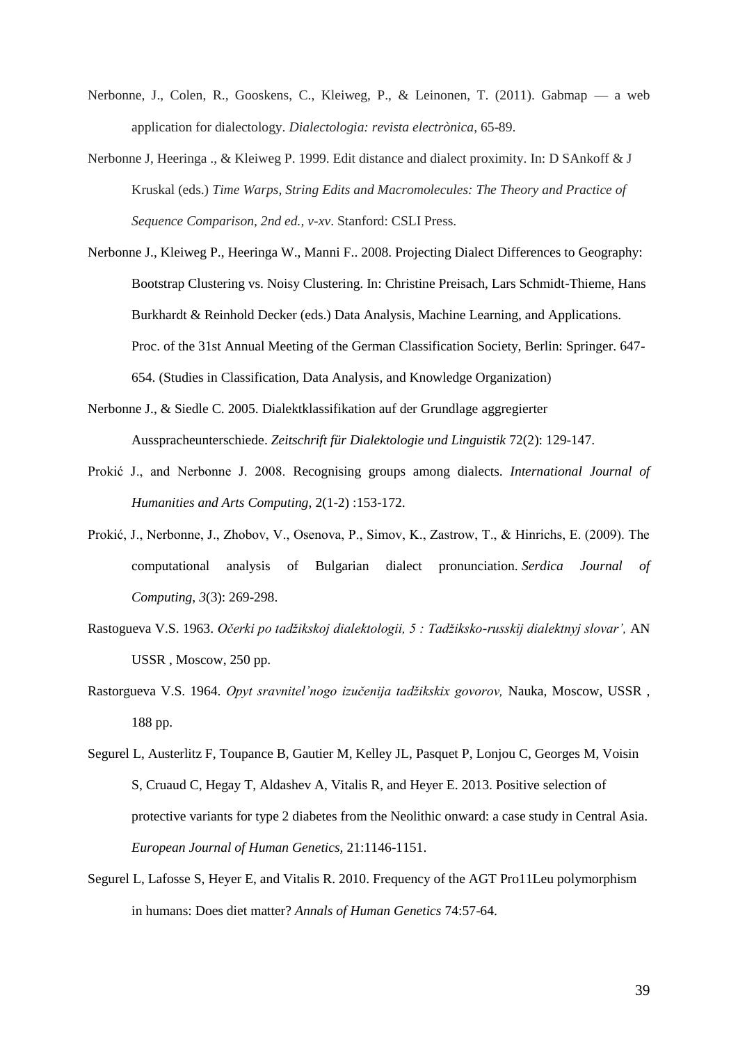Nerbonne, J., Colen, R., Gooskens, C., Kleiweg, P., & Leinonen, T. (2011). Gabmap — a web application for dialectology. *Dialectologia: revista electrònica*, 65-89.

Nerbonne J, Heeringa ., & Kleiweg P. 1999. Edit distance and dialect proximity. In: D SAnkoff & J Kruskal (eds.) *Time Warps, String Edits and Macromolecules: The Theory and Practice of Sequence Comparison, 2nd ed., v-xv*. Stanford: CSLI Press.

Nerbonne J., Kleiweg P., Heeringa W., Manni F.. 2008. Projecting Dialect Differences to Geography: Bootstrap Clustering vs. Noisy Clustering. In: Christine Preisach, Lars Schmidt-Thieme, Hans Burkhardt & Reinhold Decker (eds.) Data Analysis, Machine Learning, and Applications. Proc. of the 31st Annual Meeting of the German Classification Society, Berlin: Springer. 647-654. (Studies in Classification, Data Analysis, and Knowledge Organization)

Nerbonne J., & Siedle C. 2005. Dialektklassifikation auf der Grundlage aggregierter Ausspracheunterschiede. *Zeitschrift für Dialektologie und Linguistik* 72(2): 129-147.

Prokić J., and Nerbonne J. 2008. Recognising groups among dialects. *International Journal of Humanities and Arts Computing*, 2(1-2) :153-172.

Prokić, J., Nerbonne, J., Zhobov, V., Osenova, P., Simov, K., Zastrow, T., & Hinrichs, E. (2009). The computational analysis of Bulgarian dialect pronunciation. *Serdica Journal of Computing*, *3*(3): 269-298.

Rastogueva V.S. 1963. *Očerki po tadžikskoj dialektologii, 5 : Tadžiksko-russkij dialektnyj slovar',* AN USSR , Moscow, 250 pp.

Rastorgueva V.S. 1964. *Opyt sravnitel'nogo izučenija tadžikskix govorov,* Nauka, Moscow, USSR , 188 pp.

Segurel L, Austerlitz F, Toupance B, Gautier M, Kelley JL, Pasquet P, Lonjou C, Georges M, Voisin S, Cruaud C, Hegay T, Aldashev A, Vitalis R, and Heyer E. 2013. Positive selection of protective variants for type 2 diabetes from the Neolithic onward: a case study in Central Asia. *European Journal of Human Genetics,* 21:1146-1151.

Segurel L, Lafosse S, Heyer E, and Vitalis R. 2010. Frequency of the AGT Pro11Leu polymorphism in humans: Does diet matter? *Annals of Human Genetics* 74:57-64.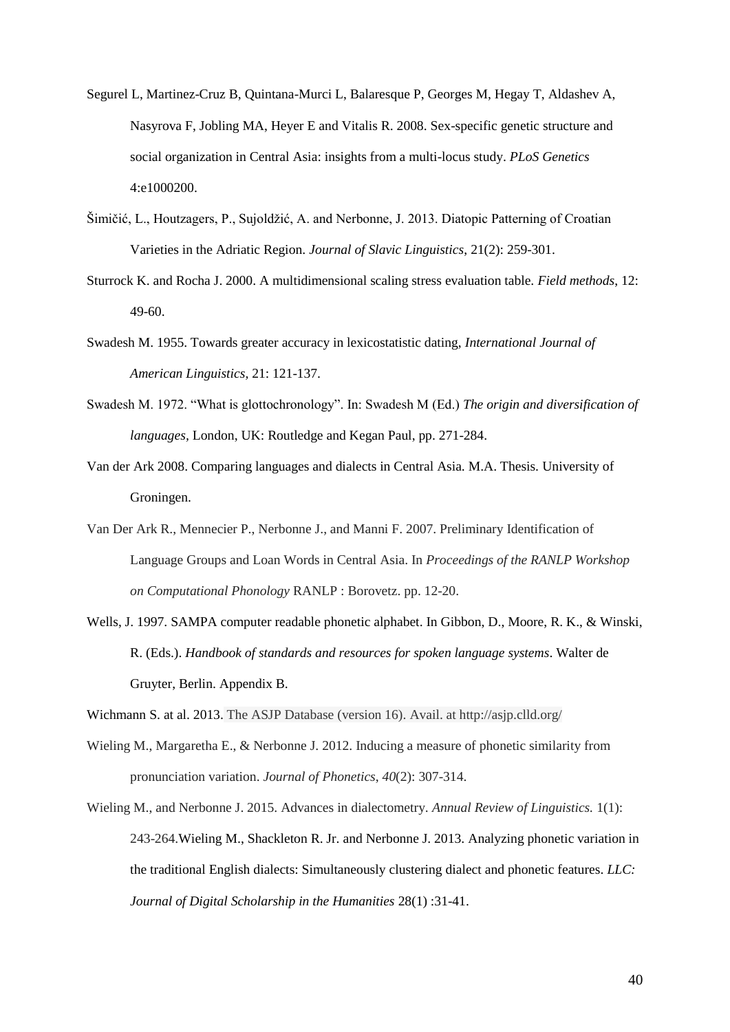Segurel L, Martinez-Cruz B, Quintana-Murci L, Balaresque P, Georges M, Hegay T, Aldashev A, Nasyrova F, Jobling MA, Heyer E and Vitalis R. 2008. Sex-specific genetic structure and social organization in Central Asia: insights from a multi-locus study. *PLoS Genetics* 4:e1000200.

Šimičić, L., Houtzagers, P., Sujoldžić, A. and Nerbonne, J. 2013. Diatopic Patterning of Croatian Varieties in the Adriatic Region. *Journal of Slavic Linguistics*, 21(2): 259-301.

Sturrock K. and Rocha J. 2000. A multidimensional scaling stress evaluation table. *Field methods*, 12: 49-60.

Swadesh M. 1955. Towards greater accuracy in lexicostatistic dating, *International Journal of American Linguistics,* 21: 121-137.

Swadesh M. 1972. "What is glottochronology". In: Swadesh M (Ed.) *The origin and diversification of languages,* London, UK: Routledge and Kegan Paul, pp. 271-284.

Van der Ark 2008. Comparing languages and dialects in Central Asia. M.A. Thesis. University of Groningen.

Van Der Ark R., Mennecier P., Nerbonne J., and Manni F. 2007. Preliminary Identification of Language Groups and Loan Words in Central Asia. In *Proceedings of the RANLP Workshop on Computational Phonology* RANLP : Borovetz. pp. 12-20.

Wells, J. 1997. SAMPA computer readable phonetic alphabet. In Gibbon, D., Moore, R. K., & Winski, R. (Eds.). *Handbook of standards and resources for spoken language systems*. Walter de Gruyter, Berlin. Appendix B.

Wichmann S. at al. 2013. The ASJP Database (version 16). Avail. at http://asjp.clld.org/

Wieling M., Margaretha E., & Nerbonne J. 2012. Inducing a measure of phonetic similarity from pronunciation variation. *Journal of Phonetics*, *40*(2): 307-314.

Wieling M., and Nerbonne J. 2015. Advances in dialectometry. *Annual Review of Linguistics.* 1(1): 243-264.Wieling M., Shackleton R. Jr. and Nerbonne J. 2013. Analyzing phonetic variation in the traditional English dialects: Simultaneously clustering dialect and phonetic features. *LLC: Journal of Digital Scholarship in the Humanities* 28(1) :31-41.